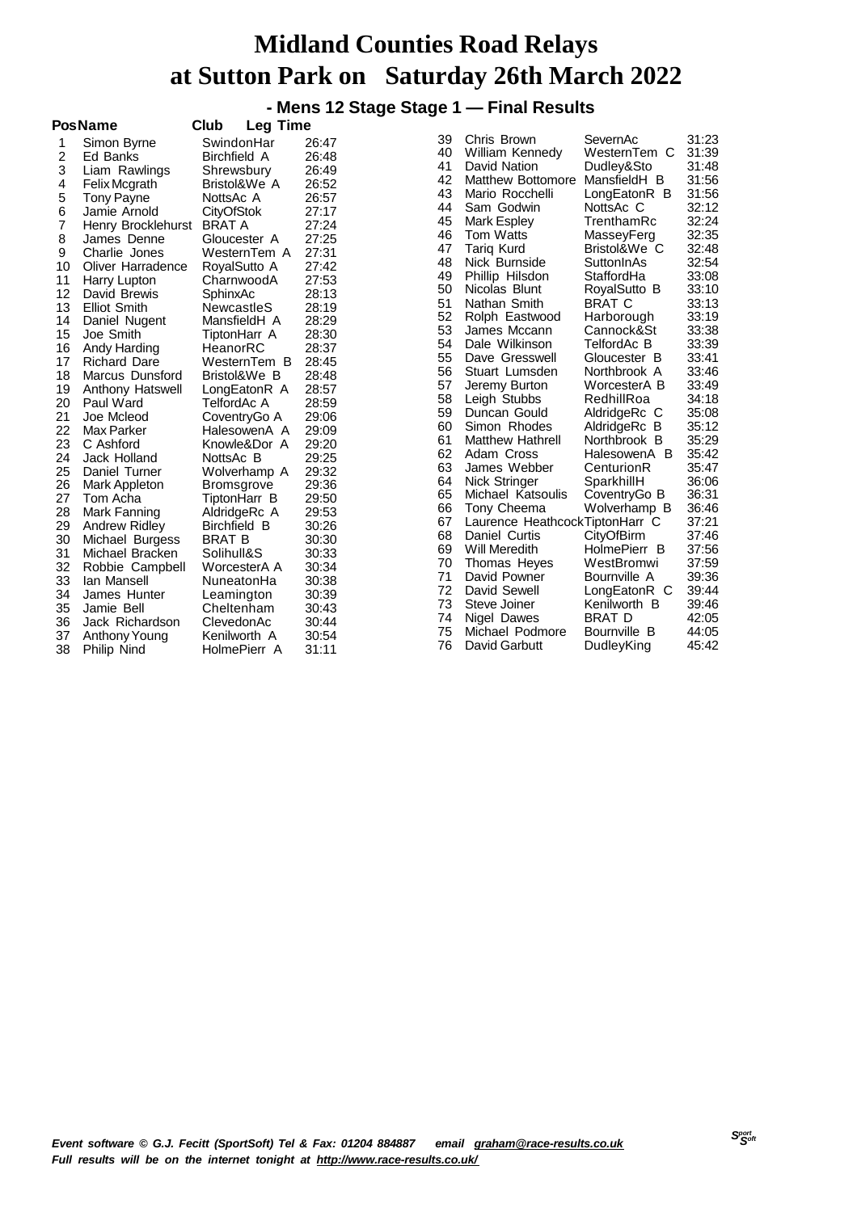# Midland Counties Road Relays at Sutton Park on Saturday 26th March 2022

## - Mens 12 Stage Stage 1 — Final Results

| Pos | Name | Club | Leg Time |
|---|---|---|---|
| 1 | Simon Byrne | SwindonHar | 26:47 |
| 2 | Ed Banks | Birchfield A | 26:48 |
| 3 | Liam Rawlings | Shrewsbury | 26:49 |
| 4 | Felix Mcgrath | Bristol&We A | 26:52 |
| 5 | Tony Payne | NottsAc A | 26:57 |
| 6 | Jamie Arnold | CityOfStok | 27:17 |
| 7 | Henry Brocklehurst | BRAT A | 27:24 |
| 8 | James Denne | Gloucester A | 27:25 |
| 9 | Charlie Jones | WesternTem A | 27:31 |
| 10 | Oliver Harradence | RoyalSutto A | 27:42 |
| 11 | Harry Lupton | CharnwoodA | 27:53 |
| 12 | David Brewis | SphinxAc | 28:13 |
| 13 | Elliot Smith | NewcastleS | 28:19 |
| 14 | Daniel Nugent | MansfieldH A | 28:29 |
| 15 | Joe Smith | TiptonHarr A | 28:30 |
| 16 | Andy Harding | HeanorRC | 28:37 |
| 17 | Richard Dare | WesternTem B | 28:45 |
| 18 | Marcus Dunsford | Bristol&We B | 28:48 |
| 19 | Anthony Hatswell | LongEatonR A | 28:57 |
| 20 | Paul Ward | TelfordAc A | 28:59 |
| 21 | Joe Mcleod | CoventryGo A | 29:06 |
| 22 | Max Parker | HalesowenA A | 29:09 |
| 23 | C Ashford | Knowle&Dor A | 29:20 |
| 24 | Jack Holland | NottsAc B | 29:25 |
| 25 | Daniel Turner | Wolverhamp A | 29:32 |
| 26 | Mark Appleton | Bromsgrove | 29:36 |
| 27 | Tom Acha | TiptonHarr B | 29:50 |
| 28 | Mark Fanning | AldridgeRc A | 29:53 |
| 29 | Andrew Ridley | Birchfield B | 30:26 |
| 30 | Michael Burgess | BRAT B | 30:30 |
| 31 | Michael Bracken | Solihull&S | 30:33 |
| 32 | Robbie Campbell | WorcesterA A | 30:34 |
| 33 | Ian Mansell | NuneatonHa | 30:38 |
| 34 | James Hunter | Leamington | 30:39 |
| 35 | Jamie Bell | Cheltenham | 30:43 |
| 36 | Jack Richardson | ClevedonAc | 30:44 |
| 37 | Anthony Young | Kenilworth A | 30:54 |
| 38 | Philip Nind | HolmePierr A | 31:11 |
| 39 | Chris Brown | SevernAc | 31:23 |
| 40 | William Kennedy | WesternTem C | 31:39 |
| 41 | David Nation | Dudley&Sto | 31:48 |
| 42 | Matthew Bottomore | MansfieldH B | 31:56 |
| 43 | Mario Rocchelli | LongEatonR B | 31:56 |
| 44 | Sam Godwin | NottsAc C | 32:12 |
| 45 | Mark Espley | TrenthamRc | 32:24 |
| 46 | Tom Watts | MasseyFerg | 32:35 |
| 47 | Tariq Kurd | Bristol&We C | 32:48 |
| 48 | Nick Burnside | SuttonInAs | 32:54 |
| 49 | Phillip Hilsdon | StaffordHa | 33:08 |
| 50 | Nicolas Blunt | RoyalSutto B | 33:10 |
| 51 | Nathan Smith | BRAT C | 33:13 |
| 52 | Rolph Eastwood | Harborough | 33:19 |
| 53 | James Mccann | Cannock&St | 33:38 |
| 54 | Dale Wilkinson | TelfordAc B | 33:39 |
| 55 | Dave Gresswell | Gloucester B | 33:41 |
| 56 | Stuart Lumsden | Northbrook A | 33:46 |
| 57 | Jeremy Burton | WorcesterA B | 33:49 |
| 58 | Leigh Stubbs | RedhillRoa | 34:18 |
| 59 | Duncan Gould | AldridgeRc C | 35:08 |
| 60 | Simon Rhodes | AldridgeRc B | 35:12 |
| 61 | Matthew Hathrell | Northbrook B | 35:29 |
| 62 | Adam Cross | HalesowenA B | 35:42 |
| 63 | James Webber | CenturionR | 35:47 |
| 64 | Nick Stringer | SparkhillH | 36:06 |
| 65 | Michael Katsoulis | CoventryGo B | 36:31 |
| 66 | Tony Cheema | Wolverhamp B | 36:46 |
| 67 | Laurence Heathcock | TiptonHarr C | 37:21 |
| 68 | Daniel Curtis | CityOfBirm | 37:46 |
| 69 | Will Meredith | HolmePierr B | 37:56 |
| 70 | Thomas Heyes | WestBromwi | 37:59 |
| 71 | David Powner | Bournville A | 39:36 |
| 72 | David Sewell | LongEatonR C | 39:44 |
| 73 | Steve Joiner | Kenilworth B | 39:46 |
| 74 | Nigel Dawes | BRAT D | 42:05 |
| 75 | Michael Podmore | Bournville B | 44:05 |
| 76 | David Garbutt | DudleyKing | 45:42 |

*Event software © G.J. Fecitt (SportSoft) Tel & Fax: 01204 884887 email graham@race-results.co.uk*
*Full results will be on the internet tonight at http://www.race-results.co.uk/*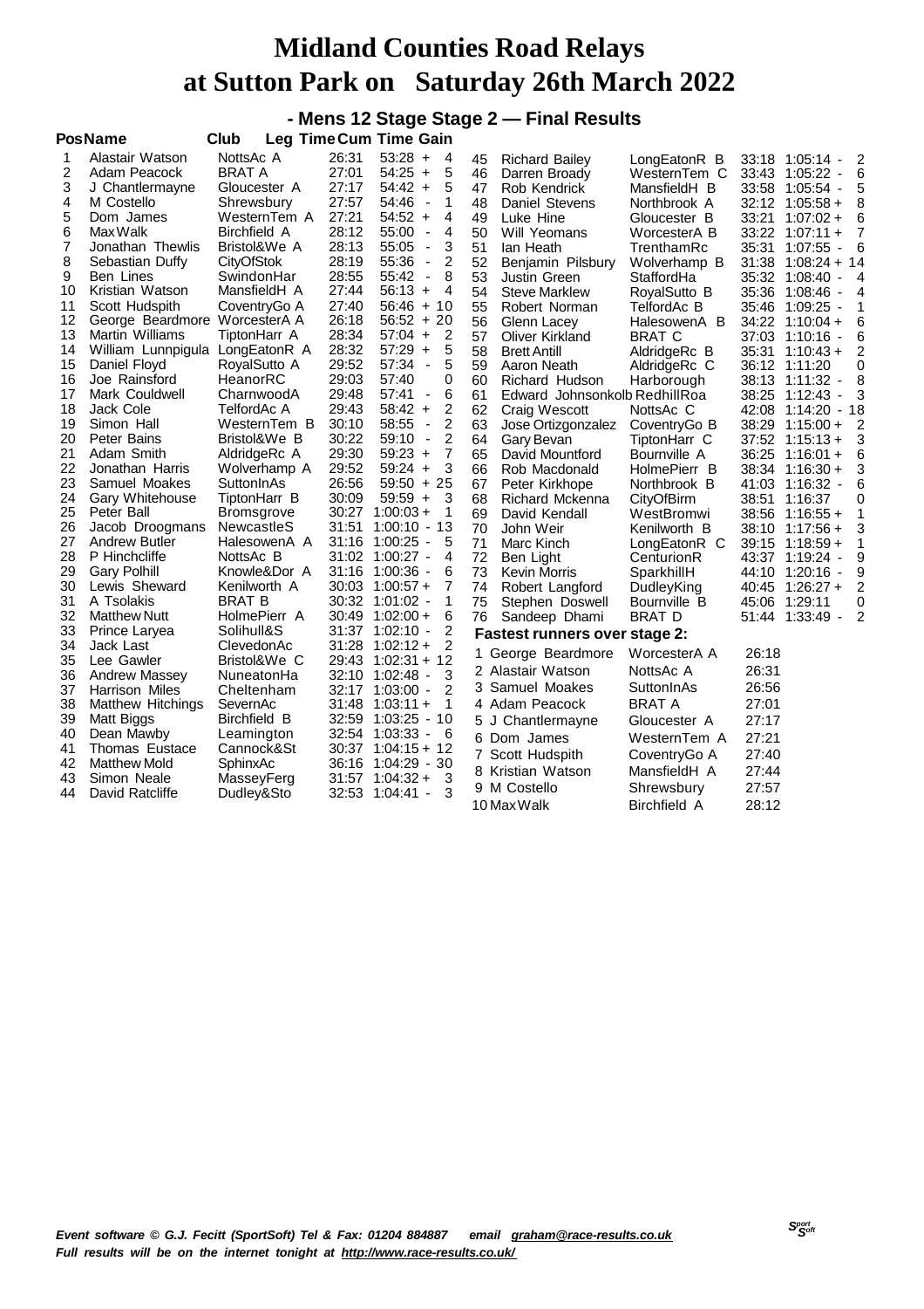# Midland Counties Road Relays at Sutton Park on Saturday 26th March 2022

## - Mens 12 Stage Stage 2 — Final Results

| Pos | Name | Club | Leg Time | Cum Time | Gain |
|---|---|---|---|---|---|
| 1 | Alastair Watson | NottsAc A | 26:31 | 53:28 | + 4 |
| 2 | Adam Peacock | BRAT A | 27:01 | 54:25 | + 5 |
| 3 | J Chantlermayne | Gloucester A | 27:17 | 54:42 | + 5 |
| 4 | M Costello | Shrewsbury | 27:57 | 54:46 | - 1 |
| 5 | Dom James | WesternTem A | 27:21 | 54:52 | + 4 |
| 6 | Max Walk | Birchfield A | 28:12 | 55:00 | - 4 |
| 7 | Jonathan Thewlis | Bristol&We A | 28:13 | 55:05 | - 3 |
| 8 | Sebastian Duffy | CityOfStok | 28:19 | 55:36 | - 2 |
| 9 | Ben Lines | SwindonHar | 28:55 | 55:42 | - 8 |
| 10 | Kristian Watson | MansfieldH A | 27:44 | 56:13 | + 4 |
| 11 | Scott Hudspith | CoventryGo A | 27:40 | 56:46 | + 10 |
| 12 | George Beardmore | WorcesterA A | 26:18 | 56:52 | + 20 |
| 13 | Martin Williams | TiptonHarr A | 28:34 | 57:04 | + 2 |
| 14 | William Lunnpigula | LongEatonR A | 28:32 | 57:29 | + 5 |
| 15 | Daniel Floyd | RoyalSutto A | 29:52 | 57:34 | - 5 |
| 16 | Joe Rainsford | HeanorRC | 29:03 | 57:40 | 0 |
| 17 | Mark Couldwell | CharnwoodA | 29:48 | 57:41 | - 6 |
| 18 | Jack Cole | TelfordAc A | 29:43 | 58:42 | + 2 |
| 19 | Simon Hall | WesternTem B | 30:10 | 58:55 | - 2 |
| 20 | Peter Bains | Bristol&We B | 30:22 | 59:10 | - 2 |
| 21 | Adam Smith | AldridgeRc A | 29:30 | 59:23 | + 7 |
| 22 | Jonathan Harris | Wolverhamp A | 29:52 | 59:24 | + 3 |
| 23 | Samuel Moakes | SuttonInAs | 26:56 | 59:50 | + 25 |
| 24 | Gary Whitehouse | TiptonHarr B | 30:09 | 59:59 | + 3 |
| 25 | Peter Ball | Bromsgrove | 30:27 | 1:00:03 | + 1 |
| 26 | Jacob Droogmans | NewcastleS | 31:51 | 1:00:10 | - 13 |
| 27 | Andrew Butler | HalesowenA A | 31:16 | 1:00:25 | - 5 |
| 28 | P Hinchcliffe | NottsAc B | 31:02 | 1:00:27 | - 4 |
| 29 | Gary Polhill | Knowle&Dor A | 31:16 | 1:00:36 | - 6 |
| 30 | Lewis Sheward | Kenilworth A | 30:03 | 1:00:57 | + 7 |
| 31 | A Tsolakis | BRAT B | 30:32 | 1:01:02 | - 1 |
| 32 | Matthew Nutt | HolmePierr A | 30:49 | 1:02:00 | + 6 |
| 33 | Prince Laryea | Solihull&S | 31:37 | 1:02:10 | - 2 |
| 34 | Jack Last | ClevedonAc | 31:28 | 1:02:12 | + 2 |
| 35 | Lee Gawler | Bristol&We C | 29:43 | 1:02:31 | + 12 |
| 36 | Andrew Massey | NuneatonHa | 32:10 | 1:02:48 | - 3 |
| 37 | Harrison Miles | Cheltenham | 32:17 | 1:03:00 | - 2 |
| 38 | Matthew Hitchings | SevernAc | 31:48 | 1:03:11 | + 1 |
| 39 | Matt Biggs | Birchfield B | 32:59 | 1:03:25 | - 10 |
| 40 | Dean Mawby | Leamington | 32:54 | 1:03:33 | - 6 |
| 41 | Thomas Eustace | Cannock&St | 30:37 | 1:04:15 | + 12 |
| 42 | Matthew Mold | SphinxAc | 36:16 | 1:04:29 | - 30 |
| 43 | Simon Neale | MasseyFerg | 31:57 | 1:04:32 | + 3 |
| 44 | David Ratcliffe | Dudley&Sto | 32:53 | 1:04:41 | - 3 |
| 45 | Richard Bailey | LongEatonR B | 33:18 | 1:05:14 | - 2 |
| 46 | Darren Broady | WesternTem C | 33:43 | 1:05:22 | - 6 |
| 47 | Rob Kendrick | MansfieldH B | 33:58 | 1:05:54 | - 5 |
| 48 | Daniel Stevens | Northbrook A | 32:12 | 1:05:58 | + 8 |
| 49 | Luke Hine | Gloucester B | 33:21 | 1:07:02 | + 6 |
| 50 | Will Yeomans | WorcesterA B | 33:22 | 1:07:11 | + 7 |
| 51 | Ian Heath | TrenthamRc | 35:31 | 1:07:55 | - 6 |
| 52 | Benjamin Pilsbury | Wolverhamp B | 31:38 | 1:08:24 | + 14 |
| 53 | Justin Green | StaffordHa | 35:32 | 1:08:40 | - 4 |
| 54 | Steve Marklew | RoyalSutto B | 35:36 | 1:08:46 | - 4 |
| 55 | Robert Norman | TelfordAc B | 35:46 | 1:09:25 | - 1 |
| 56 | Glenn Lacey | HalesowenA B | 34:22 | 1:10:04 | + 6 |
| 57 | Oliver Kirkland | BRAT C | 37:03 | 1:10:16 | - 6 |
| 58 | Brett Antill | AldridgeRc B | 35:31 | 1:10:43 | + 2 |
| 59 | Aaron Neath | AldridgeRc C | 36:12 | 1:11:20 | 0 |
| 60 | Richard Hudson | Harborough | 38:13 | 1:11:32 | - 8 |
| 61 | Edward Johnsonkolb | RedhillRoa | 38:25 | 1:12:43 | - 3 |
| 62 | Craig Wescott | NottsAc C | 42:08 | 1:14:20 | - 18 |
| 63 | Jose Ortizgonzalez | CoventryGo B | 38:29 | 1:15:00 | + 2 |
| 64 | Gary Bevan | TiptonHarr C | 37:52 | 1:15:13 | + 3 |
| 65 | David Mountford | Bournville A | 36:25 | 1:16:01 | + 6 |
| 66 | Rob Macdonald | HolmePierr B | 38:34 | 1:16:30 | + 3 |
| 67 | Peter Kirkhope | Northbrook B | 41:03 | 1:16:32 | - 6 |
| 68 | Richard Mckenna | CityOfBirm | 38:51 | 1:16:37 | 0 |
| 69 | David Kendall | WestBromwi | 38:56 | 1:16:55 | + 1 |
| 70 | John Weir | Kenilworth B | 38:10 | 1:17:56 | + 3 |
| 71 | Marc Kinch | LongEatonR C | 39:15 | 1:18:59 | + 1 |
| 72 | Ben Light | CenturionR | 43:37 | 1:19:24 | - 9 |
| 73 | Kevin Morris | SparkhillH | 44:10 | 1:20:16 | - 9 |
| 74 | Robert Langford | DudleyKing | 40:45 | 1:26:27 | + 2 |
| 75 | Stephen Doswell | Bournville B | 45:06 | 1:29:11 | 0 |
| 76 | Sandeep Dhami | BRAT D | 51:44 | 1:33:49 | - 2 |

### Fastest runners over stage 2:

| | Name | Club | Time |
|---|---|---|---|
| 1 | George Beardmore | WorcesterA A | 26:18 |
| 2 | Alastair Watson | NottsAc A | 26:31 |
| 3 | Samuel Moakes | SuttonInAs | 26:56 |
| 4 | Adam Peacock | BRAT A | 27:01 |
| 5 | J Chantlermayne | Gloucester A | 27:17 |
| 6 | Dom James | WesternTem A | 27:21 |
| 7 | Scott Hudspith | CoventryGo A | 27:40 |
| 8 | Kristian Watson | MansfieldH A | 27:44 |
| 9 | M Costello | Shrewsbury | 27:57 |
| 10 | Max Walk | Birchfield A | 28:12 |

*Event software © G.J. Fecitt (SportSoft) Tel & Fax: 01204 884887 email graham@race-results.co.uk*
*Full results will be on the internet tonight at http://www.race-results.co.uk/*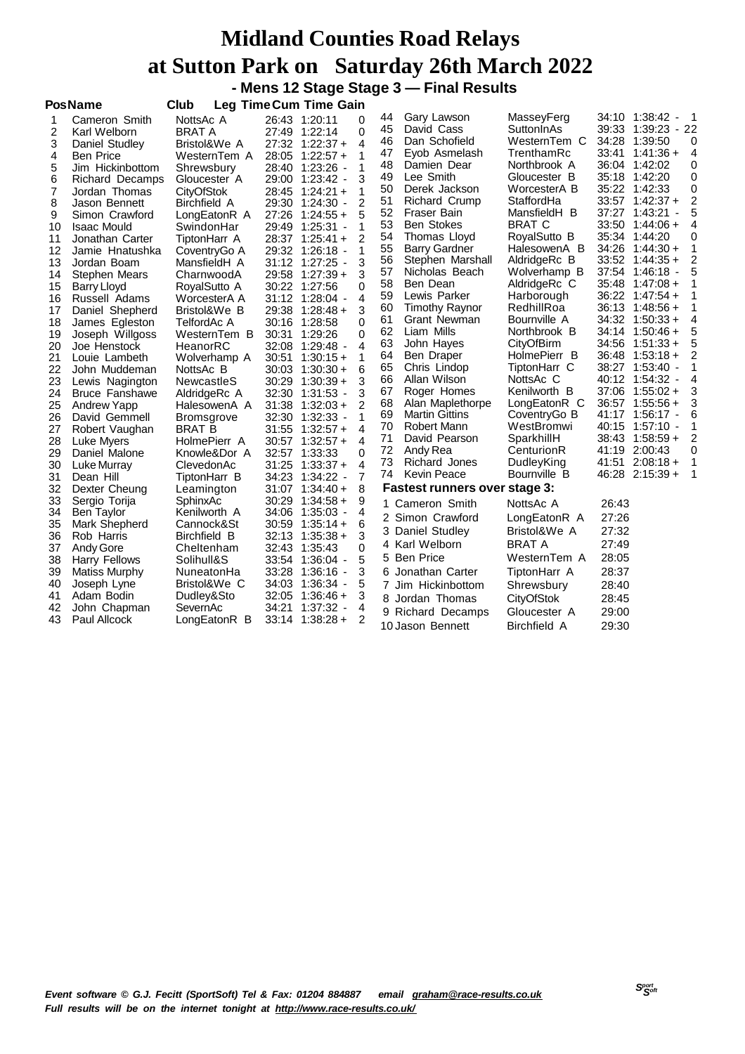# Midland Counties Road Relays
# at Sutton Park on Saturday 26th March 2022

### - Mens 12 Stage Stage 3 — Final Results

| Pos | Name | Club | Leg Time | Cum Time | Gain |
|---|---|---|---|---|---|
| 1 | Cameron Smith | NottsAc A | 26:43 | 1:20:11 | 0 |
| 2 | Karl Welborn | BRAT A | 27:49 | 1:22:14 | 0 |
| 3 | Daniel Studley | Bristol&We A | 27:32 | 1:22:37 + | 4 |
| 4 | Ben Price | WesternTem A | 28:05 | 1:22:57 + | 1 |
| 5 | Jim Hickinbottom | Shrewsbury | 28:40 | 1:23:26 - | 1 |
| 6 | Richard Decamps | Gloucester A | 29:00 | 1:23:42 - | 3 |
| 7 | Jordan Thomas | CityOfStok | 28:45 | 1:24:21 + | 1 |
| 8 | Jason Bennett | Birchfield A | 29:30 | 1:24:30 - | 2 |
| 9 | Simon Crawford | LongEatonR A | 27:26 | 1:24:55 + | 5 |
| 10 | Isaac Mould | SwindonHar | 29:49 | 1:25:31 - | 1 |
| 11 | Jonathan Carter | TiptonHarr A | 28:37 | 1:25:41 + | 2 |
| 12 | Jamie Hnatushka | CoventryGo A | 29:32 | 1:26:18 - | 1 |
| 13 | Jordan Boam | MansfieldH A | 31:12 | 1:27:25 - | 3 |
| 14 | Stephen Mears | CharnwoodA | 29:58 | 1:27:39 + | 3 |
| 15 | Barry Lloyd | RoyalSutto A | 30:22 | 1:27:56 | 0 |
| 16 | Russell Adams | WorcesterA A | 31:12 | 1:28:04 - | 4 |
| 17 | Daniel Shepherd | Bristol&We B | 29:38 | 1:28:48 + | 3 |
| 18 | James Egleston | TelfordAc A | 30:16 | 1:28:58 | 0 |
| 19 | Joseph Willgoss | WesternTem B | 30:31 | 1:29:26 | 0 |
| 20 | Joe Henstock | HeanorRC | 32:08 | 1:29:48 - | 4 |
| 21 | Louie Lambeth | Wolverhamp A | 30:51 | 1:30:15 + | 1 |
| 22 | John Muddeman | NottsAc B | 30:03 | 1:30:30 + | 6 |
| 23 | Lewis Nagington | NewcastleS | 30:29 | 1:30:39 + | 3 |
| 24 | Bruce Fanshawe | AldridgeRc A | 32:30 | 1:31:53 - | 3 |
| 25 | Andrew Yapp | HalesowenA A | 31:38 | 1:32:03 + | 2 |
| 26 | David Gemmell | Bromsgrove | 32:30 | 1:32:33 - | 1 |
| 27 | Robert Vaughan | BRAT B | 31:55 | 1:32:57 + | 4 |
| 28 | Luke Myers | HolmePierr A | 30:57 | 1:32:57 + | 4 |
| 29 | Daniel Malone | Knowle&Dor A | 32:57 | 1:33:33 | 0 |
| 30 | Luke Murray | ClevedonAc | 31:25 | 1:33:37 + | 4 |
| 31 | Dean Hill | TiptonHarr B | 34:23 | 1:34:22 - | 7 |
| 32 | Dexter Cheung | Leamington | 31:07 | 1:34:40 + | 8 |
| 33 | Sergio Torija | SphinxAc | 30:29 | 1:34:58 + | 9 |
| 34 | Ben Taylor | Kenilworth A | 34:06 | 1:35:03 - | 4 |
| 35 | Mark Shepherd | Cannock&St | 30:59 | 1:35:14 + | 6 |
| 36 | Rob Harris | Birchfield B | 32:13 | 1:35:38 + | 3 |
| 37 | Andy Gore | Cheltenham | 32:43 | 1:35:43 | 0 |
| 38 | Harry Fellows | Solihull&S | 33:54 | 1:36:04 - | 5 |
| 39 | Matiss Murphy | NuneatonHa | 33:28 | 1:36:16 - | 3 |
| 40 | Joseph Lyne | Bristol&We C | 34:03 | 1:36:34 - | 5 |
| 41 | Adam Bodin | Dudley&Sto | 32:05 | 1:36:46 + | 3 |
| 42 | John Chapman | SevernAc | 34:21 | 1:37:32 - | 4 |
| 43 | Paul Allcock | LongEatonR B | 33:14 | 1:38:28 + | 2 |
| 44 | Gary Lawson | MasseyFerg | 34:10 | 1:38:42 - | 1 |
| 45 | David Cass | SuttonInAs | 39:33 | 1:39:23 - | 22 |
| 46 | Dan Schofield | WesternTem C | 34:28 | 1:39:50 | 0 |
| 47 | Eyob Asmelash | TrenthamRc | 33:41 | 1:41:36 + | 4 |
| 48 | Damien Dear | Northbrook A | 36:04 | 1:42:02 | 0 |
| 49 | Lee Smith | Gloucester B | 35:18 | 1:42:20 | 0 |
| 50 | Derek Jackson | WorcesterA B | 35:22 | 1:42:33 | 0 |
| 51 | Richard Crump | StaffordHa | 33:57 | 1:42:37 + | 2 |
| 52 | Fraser Bain | MansfieldH B | 37:27 | 1:43:21 - | 5 |
| 53 | Ben Stokes | BRAT C | 33:50 | 1:44:06 + | 4 |
| 54 | Thomas Lloyd | RoyalSutto B | 35:34 | 1:44:20 | 0 |
| 55 | Barry Gardner | HalesowenA B | 34:26 | 1:44:30 + | 1 |
| 56 | Stephen Marshall | AldridgeRc B | 33:52 | 1:44:35 + | 2 |
| 57 | Nicholas Beach | Wolverhamp B | 37:54 | 1:46:18 - | 5 |
| 58 | Ben Dean | AldridgeRc C | 35:48 | 1:47:08 + | 1 |
| 59 | Lewis Parker | Harborough | 36:22 | 1:47:54 + | 1 |
| 60 | Timothy Raynor | RedhillRoa | 36:13 | 1:48:56 + | 1 |
| 61 | Grant Newman | Bournville A | 34:32 | 1:50:33 + | 4 |
| 62 | Liam Mills | Northbrook B | 34:14 | 1:50:46 + | 5 |
| 63 | John Hayes | CityOfBirm | 34:56 | 1:51:33 + | 5 |
| 64 | Ben Draper | HolmePierr B | 36:48 | 1:53:18 + | 2 |
| 65 | Chris Lindop | TiptonHarr C | 38:27 | 1:53:40 - | 1 |
| 66 | Allan Wilson | NottsAc C | 40:12 | 1:54:32 - | 4 |
| 67 | Roger Homes | Kenilworth B | 37:06 | 1:55:02 + | 3 |
| 68 | Alan Maplethorpe | LongEatonR C | 36:57 | 1:55:56 + | 3 |
| 69 | Martin Gittins | CoventryGo B | 41:17 | 1:56:17 - | 6 |
| 70 | Robert Mann | WestBromwi | 40:15 | 1:57:10 - | 1 |
| 71 | David Pearson | SparkhillH | 38:43 | 1:58:59 + | 2 |
| 72 | Andy Rea | CenturionR | 41:19 | 2:00:43 | 0 |
| 73 | Richard Jones | DudleyKing | 41:51 | 2:08:18 + | 1 |
| 74 | Kevin Peace | Bournville B | 46:28 | 2:15:39 + | 1 |

**Fastest runners over stage 3:**

| | Name | Club | Time |
|---|---|---|---|
| 1 | Cameron Smith | NottsAc A | 26:43 |
| 2 | Simon Crawford | LongEatonR A | 27:26 |
| 3 | Daniel Studley | Bristol&We A | 27:32 |
| 4 | Karl Welborn | BRAT A | 27:49 |
| 5 | Ben Price | WesternTem A | 28:05 |
| 6 | Jonathan Carter | TiptonHarr A | 28:37 |
| 7 | Jim Hickinbottom | Shrewsbury | 28:40 |
| 8 | Jordan Thomas | CityOfStok | 28:45 |
| 9 | Richard Decamps | Gloucester A | 29:00 |
| 10 | Jason Bennett | Birchfield A | 29:30 |

*Event software © G.J. Fecitt (SportSoft) Tel & Fax: 01204 884887 email graham@race-results.co.uk*
*Full results will be on the internet tonight at http://www.race-results.co.uk/*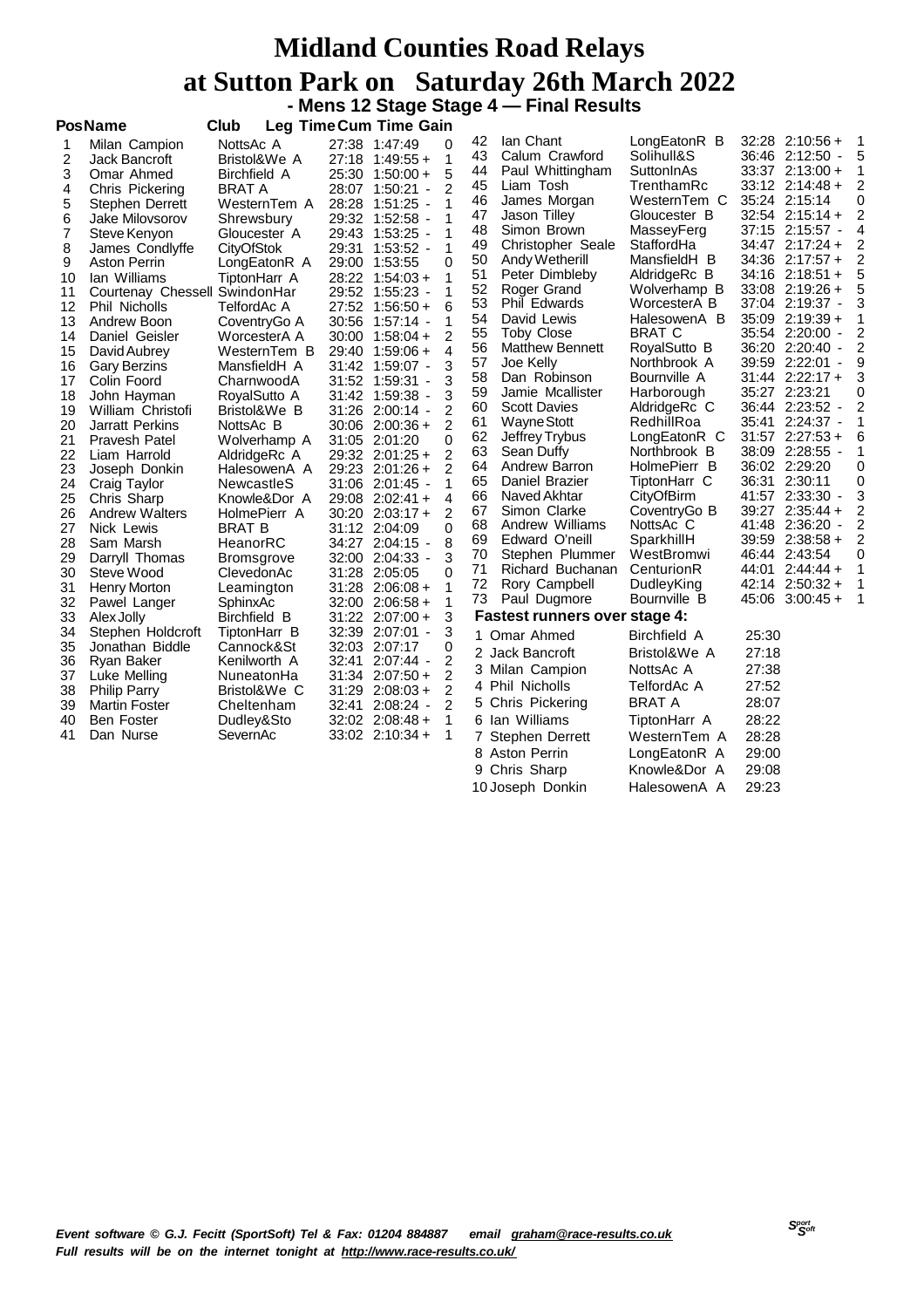# Midland Counties Road Relays

## at Sutton Park on Saturday 26th March 2022

### - Mens 12 Stage Stage 4 — Final Results

| Pos | Name | Club | Leg Time | Cum Time | Gain |
|---|---|---|---|---|---|
| 1 | Milan Campion | NottsAc A | 27:38 | 1:47:49 | 0 |
| 2 | Jack Bancroft | Bristol&We A | 27:18 | 1:49:55 + | 1 |
| 3 | Omar Ahmed | Birchfield A | 25:30 | 1:50:00 + | 5 |
| 4 | Chris Pickering | BRAT A | 28:07 | 1:50:21 - | 2 |
| 5 | Stephen Derrett | WesternTem A | 28:28 | 1:51:25 - | 1 |
| 6 | Jake Milovsorov | Shrewsbury | 29:32 | 1:52:58 - | 1 |
| 7 | Steve Kenyon | Gloucester A | 29:43 | 1:53:25 - | 1 |
| 8 | James Condlyffe | CityOfStok | 29:31 | 1:53:52 - | 1 |
| 9 | Aston Perrin | LongEatonR A | 29:00 | 1:53:55 | 0 |
| 10 | Ian Williams | TiptonHarr A | 28:22 | 1:54:03 + | 1 |
| 11 | Courtenay Chessell | SwindonHar | 29:52 | 1:55:23 - | 1 |
| 12 | Phil Nicholls | TelfordAc A | 27:52 | 1:56:50 + | 6 |
| 13 | Andrew Boon | CoventryGo A | 30:56 | 1:57:14 - | 1 |
| 14 | Daniel Geisler | WorcesterA A | 30:00 | 1:58:04 + | 2 |
| 15 | David Aubrey | WesternTem B | 29:40 | 1:59:06 + | 4 |
| 16 | Gary Berzins | MansfieldH A | 31:42 | 1:59:07 - | 3 |
| 17 | Colin Foord | CharnwoodA | 31:52 | 1:59:31 - | 3 |
| 18 | John Hayman | RoyalSutto A | 31:42 | 1:59:38 - | 3 |
| 19 | William Christofi | Bristol&We B | 31:26 | 2:00:14 - | 2 |
| 20 | Jarratt Perkins | NottsAc B | 30:06 | 2:00:36 + | 2 |
| 21 | Pravesh Patel | Wolverhamp A | 31:05 | 2:01:20 | 0 |
| 22 | Liam Harrold | AldridgeRc A | 29:32 | 2:01:25 + | 2 |
| 23 | Joseph Donkin | HalesowenA A | 29:23 | 2:01:26 + | 2 |
| 24 | Craig Taylor | NewcastleS | 31:06 | 2:01:45 - | 1 |
| 25 | Chris Sharp | Knowle&Dor A | 29:08 | 2:02:41 + | 4 |
| 26 | Andrew Walters | HolmePierr A | 30:20 | 2:03:17 + | 2 |
| 27 | Nick Lewis | BRAT B | 31:12 | 2:04:09 | 0 |
| 28 | Sam Marsh | HeanorRC | 34:27 | 2:04:15 - | 8 |
| 29 | Darryll Thomas | Bromsgrove | 32:00 | 2:04:33 - | 3 |
| 30 | Steve Wood | ClevedonAc | 31:28 | 2:05:05 | 0 |
| 31 | Henry Morton | Leamington | 31:28 | 2:06:08 + | 1 |
| 32 | Pawel Langer | SphinxAc | 32:00 | 2:06:58 + | 1 |
| 33 | Alex Jolly | Birchfield B | 31:22 | 2:07:00 + | 3 |
| 34 | Stephen Holdcroft | TiptonHarr B | 32:39 | 2:07:01 - | 3 |
| 35 | Jonathan Biddle | Cannock&St | 32:03 | 2:07:17 | 0 |
| 36 | Ryan Baker | Kenilworth A | 32:41 | 2:07:44 - | 2 |
| 37 | Luke Melling | NuneatonHa | 31:34 | 2:07:50 + | 2 |
| 38 | Philip Parry | Bristol&We C | 31:29 | 2:08:03 + | 2 |
| 39 | Martin Foster | Cheltenham | 32:41 | 2:08:24 - | 2 |
| 40 | Ben Foster | Dudley&Sto | 32:02 | 2:08:48 + | 1 |
| 41 | Dan Nurse | SevernAc | 33:02 | 2:10:34 + | 1 |
| 42 | Ian Chant | LongEatonR B | 32:28 | 2:10:56 + | 1 |
| 43 | Calum Crawford | Solihull&S | 36:46 | 2:12:50 - | 5 |
| 44 | Paul Whittingham | SuttonInAs | 33:37 | 2:13:00 + | 1 |
| 45 | Liam Tosh | TrenthamRc | 33:12 | 2:14:48 + | 2 |
| 46 | James Morgan | WesternTem C | 35:24 | 2:15:14 | 0 |
| 47 | Jason Tilley | Gloucester B | 32:54 | 2:15:14 + | 2 |
| 48 | Simon Brown | MasseyFerg | 37:15 | 2:15:57 - | 4 |
| 49 | Christopher Seale | StaffordHa | 34:47 | 2:17:24 + | 2 |
| 50 | Andy Wetherill | MansfieldH B | 34:36 | 2:17:57 + | 2 |
| 51 | Peter Dimbleby | AldridgeRc B | 34:16 | 2:18:51 + | 5 |
| 52 | Roger Grand | Wolverhamp B | 33:08 | 2:19:26 + | 5 |
| 53 | Phil Edwards | WorcesterA B | 37:04 | 2:19:37 - | 3 |
| 54 | David Lewis | HalesowenA B | 35:09 | 2:19:39 + | 1 |
| 55 | Toby Close | BRAT C | 35:54 | 2:20:00 - | 2 |
| 56 | Matthew Bennett | RoyalSutto B | 36:20 | 2:20:40 - | 2 |
| 57 | Joe Kelly | Northbrook A | 39:59 | 2:22:01 - | 9 |
| 58 | Dan Robinson | Bournville A | 31:44 | 2:22:17 + | 3 |
| 59 | Jamie Mcallister | Harborough | 35:27 | 2:23:21 | 0 |
| 60 | Scott Davies | AldridgeRc C | 36:44 | 2:23:52 - | 2 |
| 61 | Wayne Stott | RedhillRoa | 35:41 | 2:24:37 - | 1 |
| 62 | Jeffrey Trybus | LongEatonR C | 31:57 | 2:27:53 + | 6 |
| 63 | Sean Duffy | Northbrook B | 38:09 | 2:28:55 - | 1 |
| 64 | Andrew Barron | HolmePierr B | 36:02 | 2:29:20 | 0 |
| 65 | Daniel Brazier | TiptonHarr C | 36:31 | 2:30:11 | 0 |
| 66 | Naved Akhtar | CityOfBirm | 41:57 | 2:33:30 - | 3 |
| 67 | Simon Clarke | CoventryGo B | 39:27 | 2:35:44 + | 2 |
| 68 | Andrew Williams | NottsAc C | 41:48 | 2:36:20 - | 2 |
| 69 | Edward O'neill | SparkhillH | 39:59 | 2:38:58 + | 2 |
| 70 | Stephen Plummer | WestBromwi | 46:44 | 2:43:54 | 0 |
| 71 | Richard Buchanan | CenturionR | 44:01 | 2:44:44 + | 1 |
| 72 | Rory Campbell | DudleyKing | 42:14 | 2:50:32 + | 1 |
| 73 | Paul Dugmore | Bournville B | 45:06 | 3:00:45 + | 1 |

**Fastest runners over stage 4:**

| | Name | Club | Time |
|---|---|---|---|
| 1 | Omar Ahmed | Birchfield A | 25:30 |
| 2 | Jack Bancroft | Bristol&We A | 27:18 |
| 3 | Milan Campion | NottsAc A | 27:38 |
| 4 | Phil Nicholls | TelfordAc A | 27:52 |
| 5 | Chris Pickering | BRAT A | 28:07 |
| 6 | Ian Williams | TiptonHarr A | 28:22 |
| 7 | Stephen Derrett | WesternTem A | 28:28 |
| 8 | Aston Perrin | LongEatonR A | 29:00 |
| 9 | Chris Sharp | Knowle&Dor A | 29:08 |
| 10 | Joseph Donkin | HalesowenA A | 29:23 |

*Event software © G.J. Fecitt (SportSoft) Tel & Fax: 01204 884887 email graham@race-results.co.uk*
*Full results will be on the internet tonight at http://www.race-results.co.uk/*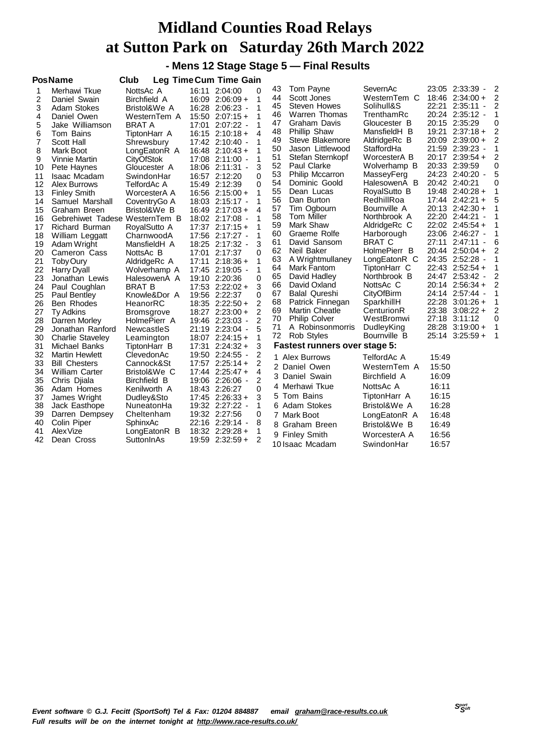# Midland Counties Road Relays
# at Sutton Park on Saturday 26th March 2022

### - Mens 12 Stage Stage 5 — Final Results

| Pos | Name | Club | Leg Time | Cum Time | Gain |
|---|---|---|---|---|---|
| 1 | Merhawi Tkue | NottsAc A | 16:11 | 2:04:00 | 0 |
| 2 | Daniel Swain | Birchfield A | 16:09 | 2:06:09 + | 1 |
| 3 | Adam Stokes | Bristol&We A | 16:28 | 2:06:23 - | 1 |
| 4 | Daniel Owen | WesternTem A | 15:50 | 2:07:15 + | 1 |
| 5 | Jake Williamson | BRAT A | 17:01 | 2:07:22 - | 1 |
| 6 | Tom Bains | TiptonHarr A | 16:15 | 2:10:18 + | 4 |
| 7 | Scott Hall | Shrewsbury | 17:42 | 2:10:40 - | 1 |
| 8 | Mark Boot | LongEatonR A | 16:48 | 2:10:43 + | 1 |
| 9 | Vinnie Martin | CityOfStok | 17:08 | 2:11:00 - | 1 |
| 10 | Pete Haynes | Gloucester A | 18:06 | 2:11:31 - | 3 |
| 11 | Isaac Mcadam | SwindonHar | 16:57 | 2:12:20 | 0 |
| 12 | Alex Burrows | TelfordAc A | 15:49 | 2:12:39 | 0 |
| 13 | Finley Smith | WorcesterA A | 16:56 | 2:15:00 + | 1 |
| 14 | Samuel Marshall | CoventryGo A | 18:03 | 2:15:17 - | 1 |
| 15 | Graham Breen | Bristol&We B | 16:49 | 2:17:03 + | 4 |
| 16 | Gebrehiwet Tadese | WesternTem B | 18:02 | 2:17:08 - | 1 |
| 17 | Richard Burman | RoyalSutto A | 17:37 | 2:17:15 + | 1 |
| 18 | William Leggatt | CharnwoodA | 17:56 | 2:17:27 - | 1 |
| 19 | Adam Wright | MansfieldH A | 18:25 | 2:17:32 - | 3 |
| 20 | Cameron Cass | NottsAc B | 17:01 | 2:17:37 | 0 |
| 21 | Toby Oury | AldridgeRc A | 17:11 | 2:18:36 + | 1 |
| 22 | Harry Dyall | Wolverhamp A | 17:45 | 2:19:05 - | 1 |
| 23 | Jonathan Lewis | HalesowenA A | 19:10 | 2:20:36 | 0 |
| 24 | Paul Coughlan | BRAT B | 17:53 | 2:22:02 + | 3 |
| 25 | Paul Bentley | Knowle&Dor A | 19:56 | 2:22:37 | 0 |
| 26 | Ben Rhodes | HeanorRC | 18:35 | 2:22:50 + | 2 |
| 27 | Ty Adkins | Bromsgrove | 18:27 | 2:23:00 + | 2 |
| 28 | Darren Morley | HolmePierr A | 19:46 | 2:23:03 - | 2 |
| 29 | Jonathan Ranford | NewcastleS | 21:19 | 2:23:04 - | 5 |
| 30 | Charlie Staveley | Leamington | 18:07 | 2:24:15 + | 1 |
| 31 | Michael Banks | TiptonHarr B | 17:31 | 2:24:32 + | 3 |
| 32 | Martin Hewlett | ClevedonAc | 19:50 | 2:24:55 - | 2 |
| 33 | Bill Chesters | Cannock&St | 17:57 | 2:25:14 + | 2 |
| 34 | William Carter | Bristol&We C | 17:44 | 2:25:47 + | 4 |
| 35 | Chris Djiala | Birchfield B | 19:06 | 2:26:06 - | 2 |
| 36 | Adam Homes | Kenilworth A | 18:43 | 2:26:27 | 0 |
| 37 | James Wright | Dudley&Sto | 17:45 | 2:26:33 + | 3 |
| 38 | Jack Easthope | NuneatonHa | 19:32 | 2:27:22 - | 1 |
| 39 | Darren Dempsey | Cheltenham | 19:32 | 2:27:56 | 0 |
| 40 | Colin Piper | SphinxAc | 22:16 | 2:29:14 - | 8 |
| 41 | Alex Vize | LongEatonR B | 18:32 | 2:29:28 + | 1 |
| 42 | Dean Cross | SuttonInAs | 19:59 | 2:32:59 + | 2 |
| 43 | Tom Payne | SevernAc | 23:05 | 2:33:39 - | 2 |
| 44 | Scott Jones | WesternTem C | 18:46 | 2:34:00 + | 2 |
| 45 | Steven Howes | Solihull&S | 22:21 | 2:35:11 - | 2 |
| 46 | Warren Thomas | TrenthamRc | 20:24 | 2:35:12 - | 1 |
| 47 | Graham Davis | Gloucester B | 20:15 | 2:35:29 | 0 |
| 48 | Phillip Shaw | MansfieldH B | 19:21 | 2:37:18 + | 2 |
| 49 | Steve Blakemore | AldridgeRc B | 20:09 | 2:39:00 + | 2 |
| 50 | Jason Littlewood | StaffordHa | 21:59 | 2:39:23 - | 1 |
| 51 | Stefan Sternkopf | WorcesterA B | 20:17 | 2:39:54 + | 2 |
| 52 | Paul Clarke | Wolverhamp B | 20:33 | 2:39:59 | 0 |
| 53 | Philip Mccarron | MasseyFerg | 24:23 | 2:40:20 - | 5 |
| 54 | Dominic Goold | HalesowenA B | 20:42 | 2:40:21 | 0 |
| 55 | Dean Lucas | RoyalSutto B | 19:48 | 2:40:28 + | 1 |
| 56 | Dan Burton | RedhillRoa | 17:44 | 2:42:21 + | 5 |
| 57 | Tim Ogbourn | Bournville A | 20:13 | 2:42:30 + | 1 |
| 58 | Tom Miller | Northbrook A | 22:20 | 2:44:21 - | 1 |
| 59 | Mark Shaw | AldridgeRc C | 22:02 | 2:45:54 + | 1 |
| 60 | Graeme Rolfe | Harborough | 23:06 | 2:46:27 - | 1 |
| 61 | David Sansom | BRAT C | 27:11 | 2:47:11 - | 6 |
| 62 | Neil Baker | HolmePierr B | 20:44 | 2:50:04 + | 2 |
| 63 | A Wrightmullaney | LongEatonR C | 24:35 | 2:52:28 - | 1 |
| 64 | Mark Fantom | TiptonHarr C | 22:43 | 2:52:54 + | 1 |
| 65 | David Hadley | Northbrook B | 24:47 | 2:53:42 - | 2 |
| 66 | David Oxland | NottsAc C | 20:14 | 2:56:34 + | 2 |
| 67 | Balal Qureshi | CityOfBirm | 24:14 | 2:57:44 - | 1 |
| 68 | Patrick Finnegan | SparkhillH | 22:28 | 3:01:26 + | 1 |
| 69 | Martin Cheatle | CenturionR | 23:38 | 3:08:22 + | 2 |
| 70 | Philip Colver | WestBromwi | 27:18 | 3:11:12 | 0 |
| 71 | A Robinsonmorris | DudleyKing | 28:28 | 3:19:00 + | 1 |
| 72 | Rob Styles | Bournville B | 25:14 | 3:25:59 + | 1 |

### Fastest runners over stage 5:

| | Name | Club | Time |
|---|---|---|---|
| 1 | Alex Burrows | TelfordAc A | 15:49 |
| 2 | Daniel Owen | WesternTem A | 15:50 |
| 3 | Daniel Swain | Birchfield A | 16:09 |
| 4 | Merhawi Tkue | NottsAc A | 16:11 |
| 5 | Tom Bains | TiptonHarr A | 16:15 |
| 6 | Adam Stokes | Bristol&We A | 16:28 |
| 7 | Mark Boot | LongEatonR A | 16:48 |
| 8 | Graham Breen | Bristol&We B | 16:49 |
| 9 | Finley Smith | WorcesterA A | 16:56 |
| 10 | Isaac Mcadam | SwindonHar | 16:57 |

*Event software © G.J. Fecitt (SportSoft) Tel & Fax: 01204 884887 email graham@race-results.co.uk*
*Full results will be on the internet tonight at http://www.race-results.co.uk/*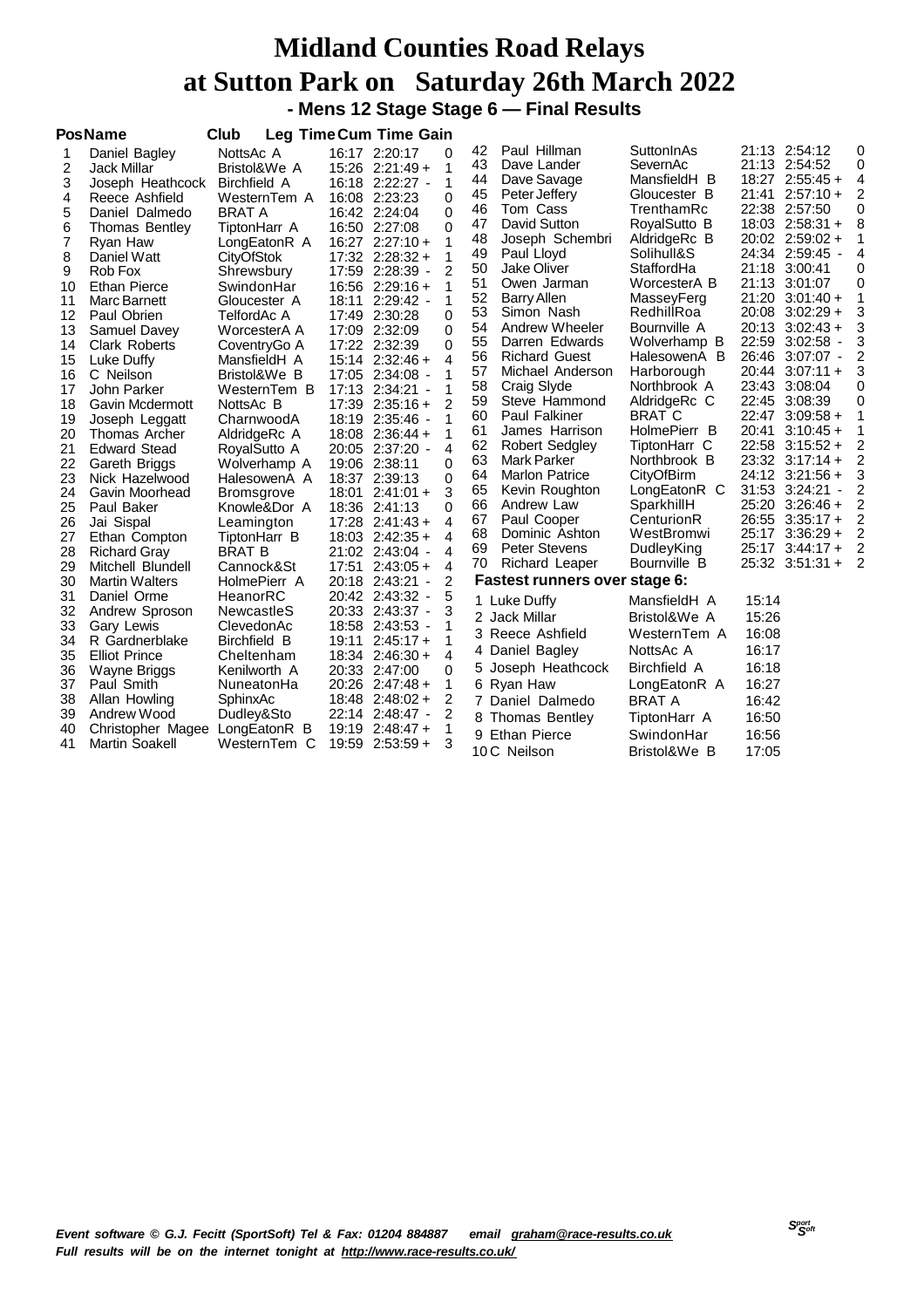# Midland Counties Road Relays
# at Sutton Park on Saturday 26th March 2022

### - Mens 12 Stage Stage 6 — Final Results

| Pos | Name | Club | Leg Time | Cum Time | Gain |
|---|---|---|---|---|---|
| 1 | Daniel Bagley | NottsAc A | 16:17 | 2:20:17 | 0 |
| 2 | Jack Millar | Bristol&We A | 15:26 | 2:21:49 + | 1 |
| 3 | Joseph Heathcock | Birchfield A | 16:18 | 2:22:27 - | 1 |
| 4 | Reece Ashfield | WesternTem A | 16:08 | 2:23:23 | 0 |
| 5 | Daniel Dalmedo | BRAT A | 16:42 | 2:24:04 | 0 |
| 6 | Thomas Bentley | TiptonHarr A | 16:50 | 2:27:08 | 0 |
| 7 | Ryan Haw | LongEatonR A | 16:27 | 2:27:10 + | 1 |
| 8 | Daniel Watt | CityOfStok | 17:32 | 2:28:32 + | 1 |
| 9 | Rob Fox | Shrewsbury | 17:59 | 2:28:39 - | 2 |
| 10 | Ethan Pierce | SwindonHar | 16:56 | 2:29:16 + | 1 |
| 11 | Marc Barnett | Gloucester A | 18:11 | 2:29:42 - | 1 |
| 12 | Paul Obrien | TelfordAc A | 17:49 | 2:30:28 | 0 |
| 13 | Samuel Davey | WorcesterA A | 17:09 | 2:32:09 | 0 |
| 14 | Clark Roberts | CoventryGo A | 17:22 | 2:32:39 | 0 |
| 15 | Luke Duffy | MansfieldH A | 15:14 | 2:32:46 + | 4 |
| 16 | C Neilson | Bristol&We B | 17:05 | 2:34:08 - | 1 |
| 17 | John Parker | WesternTem B | 17:13 | 2:34:21 - | 1 |
| 18 | Gavin Mcdermott | NottsAc B | 17:39 | 2:35:16 + | 2 |
| 19 | Joseph Leggatt | CharnwoodA | 18:19 | 2:35:46 - | 1 |
| 20 | Thomas Archer | AldridgeRc A | 18:08 | 2:36:44 + | 1 |
| 21 | Edward Stead | RoyalSutto A | 20:05 | 2:37:20 - | 4 |
| 22 | Gareth Briggs | Wolverhamp A | 19:06 | 2:38:11 | 0 |
| 23 | Nick Hazelwood | HalesowenA A | 18:37 | 2:39:13 | 0 |
| 24 | Gavin Moorhead | Bromsgrove | 18:01 | 2:41:01 + | 3 |
| 25 | Paul Baker | Knowle&Dor A | 18:36 | 2:41:13 | 0 |
| 26 | Jai Sispal | Leamington | 17:28 | 2:41:43 + | 4 |
| 27 | Ethan Compton | TiptonHarr B | 18:03 | 2:42:35 + | 4 |
| 28 | Richard Gray | BRAT B | 21:02 | 2:43:04 - | 4 |
| 29 | Mitchell Blundell | Cannock&St | 17:51 | 2:43:05 + | 4 |
| 30 | Martin Walters | HolmePierr A | 20:18 | 2:43:21 - | 2 |
| 31 | Daniel Orme | HeanorRC | 20:42 | 2:43:32 - | 5 |
| 32 | Andrew Sproson | NewcastleS | 20:33 | 2:43:37 - | 3 |
| 33 | Gary Lewis | ClevedonAc | 18:58 | 2:43:53 - | 1 |
| 34 | R Gardnerblake | Birchfield B | 19:11 | 2:45:17 + | 1 |
| 35 | Elliot Prince | Cheltenham | 18:34 | 2:46:30 + | 4 |
| 36 | Wayne Briggs | Kenilworth A | 20:33 | 2:47:00 | 0 |
| 37 | Paul Smith | NuneatonHa | 20:26 | 2:47:48 + | 1 |
| 38 | Allan Howling | SphinxAc | 18:48 | 2:48:02 + | 2 |
| 39 | Andrew Wood | Dudley&Sto | 22:14 | 2:48:47 - | 2 |
| 40 | Christopher Magee | LongEatonR B | 19:19 | 2:48:47 + | 1 |
| 41 | Martin Soakell | WesternTem C | 19:59 | 2:53:59 + | 3 |
| 42 | Paul Hillman | SuttonInAs | 21:13 | 2:54:12 | 0 |
| 43 | Dave Lander | SevernAc | 21:13 | 2:54:52 | 0 |
| 44 | Dave Savage | MansfieldH B | 18:27 | 2:55:45 + | 4 |
| 45 | Peter Jeffery | Gloucester B | 21:41 | 2:57:10 + | 2 |
| 46 | Tom Cass | TrenthamRc | 22:38 | 2:57:50 | 0 |
| 47 | David Sutton | RoyalSutto B | 18:03 | 2:58:31 + | 8 |
| 48 | Joseph Schembri | AldridgeRc B | 20:02 | 2:59:02 + | 1 |
| 49 | Paul Lloyd | Solihull&S | 24:34 | 2:59:45 - | 4 |
| 50 | Jake Oliver | StaffordHa | 21:18 | 3:00:41 | 0 |
| 51 | Owen Jarman | WorcesterA B | 21:13 | 3:01:07 | 0 |
| 52 | Barry Allen | MasseyFerg | 21:20 | 3:01:40 + | 1 |
| 53 | Simon Nash | RedhillRoa | 20:08 | 3:02:29 + | 3 |
| 54 | Andrew Wheeler | Bournville A | 20:13 | 3:02:43 + | 3 |
| 55 | Darren Edwards | Wolverhamp B | 22:59 | 3:02:58 - | 3 |
| 56 | Richard Guest | HalesowenA B | 26:46 | 3:07:07 - | 2 |
| 57 | Michael Anderson | Harborough | 20:44 | 3:07:11 + | 3 |
| 58 | Craig Slyde | Northbrook A | 23:43 | 3:08:04 | 0 |
| 59 | Steve Hammond | AldridgeRc C | 22:45 | 3:08:39 | 0 |
| 60 | Paul Falkiner | BRAT C | 22:47 | 3:09:58 + | 1 |
| 61 | James Harrison | HolmePierr B | 20:41 | 3:10:45 + | 1 |
| 62 | Robert Sedgley | TiptonHarr C | 22:58 | 3:15:52 + | 2 |
| 63 | Mark Parker | Northbrook B | 23:32 | 3:17:14 + | 2 |
| 64 | Marlon Patrice | CityOfBirm | 24:12 | 3:21:56 + | 3 |
| 65 | Kevin Roughton | LongEatonR C | 31:53 | 3:24:21 - | 2 |
| 66 | Andrew Law | SparkhillH | 25:20 | 3:26:46 + | 2 |
| 67 | Paul Cooper | CenturionR | 26:55 | 3:35:17 + | 2 |
| 68 | Dominic Ashton | WestBromwi | 25:17 | 3:36:29 + | 2 |
| 69 | Peter Stevens | DudleyKing | 25:17 | 3:44:17 + | 2 |
| 70 | Richard Leaper | Bournville B | 25:32 | 3:51:31 + | 2 |

### Fastest runners over stage 6:

| Pos | Name | Club | Time |
|---|---|---|---|
| 1 | Luke Duffy | MansfieldH A | 15:14 |
| 2 | Jack Millar | Bristol&We A | 15:26 |
| 3 | Reece Ashfield | WesternTem A | 16:08 |
| 4 | Daniel Bagley | NottsAc A | 16:17 |
| 5 | Joseph Heathcock | Birchfield A | 16:18 |
| 6 | Ryan Haw | LongEatonR A | 16:27 |
| 7 | Daniel Dalmedo | BRAT A | 16:42 |
| 8 | Thomas Bentley | TiptonHarr A | 16:50 |
| 9 | Ethan Pierce | SwindonHar | 16:56 |
| 10 | C Neilson | Bristol&We B | 17:05 |

*Event software © G.J. Fecitt (SportSoft) Tel & Fax: 01204 884887 email graham@race-results.co.uk*
*Full results will be on the internet tonight at http://www.race-results.co.uk/*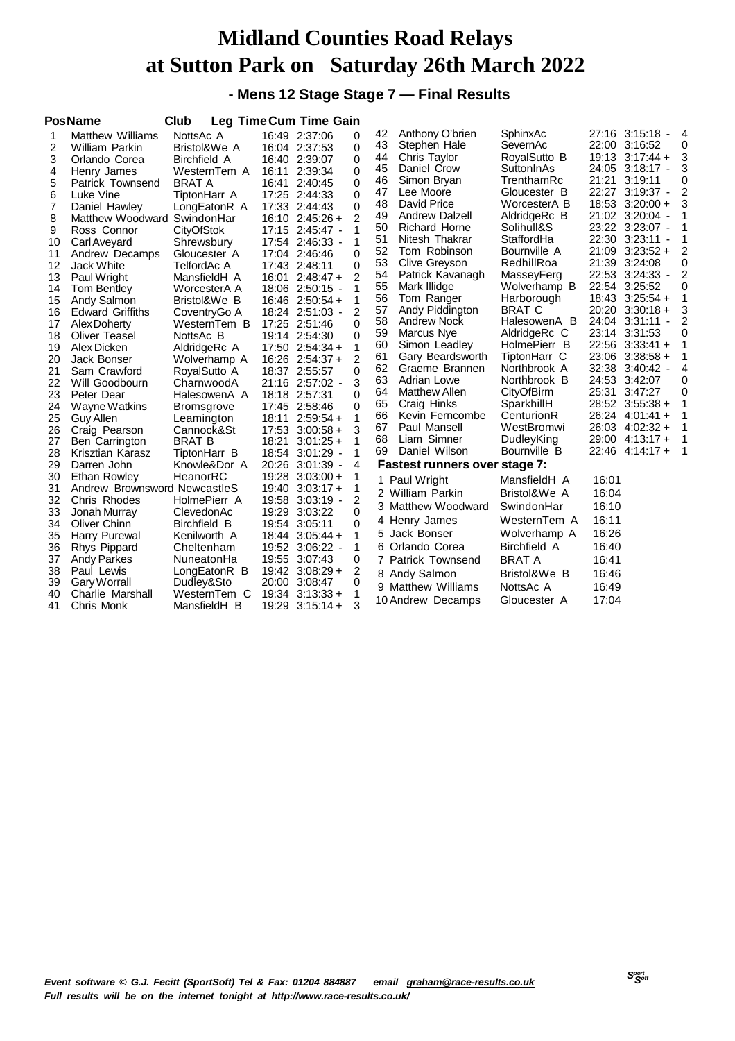# Midland Counties Road Relays
# at Sutton Park on Saturday 26th March 2022

## - Mens 12 Stage Stage 7 — Final Results

| Pos | Name | Club | Leg Time | Cum Time | Gain |
|---|---|---|---|---|---|
| 1 | Matthew Williams | NottsAc A | 16:49 | 2:37:06 | 0 |
| 2 | William Parkin | Bristol&We A | 16:04 | 2:37:53 | 0 |
| 3 | Orlando Corea | Birchfield A | 16:40 | 2:39:07 | 0 |
| 4 | Henry James | WesternTem A | 16:11 | 2:39:34 | 0 |
| 5 | Patrick Townsend | BRAT A | 16:41 | 2:40:45 | 0 |
| 6 | Luke Vine | TiptonHarr A | 17:25 | 2:44:33 | 0 |
| 7 | Daniel Hawley | LongEatonR A | 17:33 | 2:44:43 | 0 |
| 8 | Matthew Woodward | SwindonHar | 16:10 | 2:45:26 + | 2 |
| 9 | Ross Connor | CityOfStok | 17:15 | 2:45:47 - | 1 |
| 10 | Carl Aveyard | Shrewsbury | 17:54 | 2:46:33 - | 1 |
| 11 | Andrew Decamps | Gloucester A | 17:04 | 2:46:46 | 0 |
| 12 | Jack White | TelfordAc A | 17:43 | 2:48:11 | 0 |
| 13 | Paul Wright | MansfieldH A | 16:01 | 2:48:47 + | 2 |
| 14 | Tom Bentley | WorcesterA A | 18:06 | 2:50:15 - | 1 |
| 15 | Andy Salmon | Bristol&We B | 16:46 | 2:50:54 + | 1 |
| 16 | Edward Griffiths | CoventryGo A | 18:24 | 2:51:03 - | 2 |
| 17 | Alex Doherty | WesternTem B | 17:25 | 2:51:46 | 0 |
| 18 | Oliver Teasel | NottsAc B | 19:14 | 2:54:30 | 0 |
| 19 | Alex Dicken | AldridgeRc A | 17:50 | 2:54:34 + | 1 |
| 20 | Jack Bonser | Wolverhamp A | 16:26 | 2:54:37 + | 2 |
| 21 | Sam Crawford | RoyalSutto A | 18:37 | 2:55:57 | 0 |
| 22 | Will Goodbourn | CharnwoodA | 21:16 | 2:57:02 - | 3 |
| 23 | Peter Dear | HalesowenA A | 18:18 | 2:57:31 | 0 |
| 24 | Wayne Watkins | Bromsgrove | 17:45 | 2:58:46 | 0 |
| 25 | Guy Allen | Leamington | 18:11 | 2:59:54 + | 1 |
| 26 | Craig Pearson | Cannock&St | 17:53 | 3:00:58 + | 3 |
| 27 | Ben Carrington | BRAT B | 18:21 | 3:01:25 + | 1 |
| 28 | Krisztian Karasz | TiptonHarr B | 18:54 | 3:01:29 - | 1 |
| 29 | Darren John | Knowle&Dor A | 20:26 | 3:01:39 - | 4 |
| 30 | Ethan Rowley | HeanorRC | 19:28 | 3:03:00 + | 1 |
| 31 | Andrew Brownsword | NewcastleS | 19:40 | 3:03:17 + | 1 |
| 32 | Chris Rhodes | HolmePierr A | 19:58 | 3:03:19 - | 2 |
| 33 | Jonah Murray | ClevedonAc | 19:29 | 3:03:22 | 0 |
| 34 | Oliver Chinn | Birchfield B | 19:54 | 3:05:11 | 0 |
| 35 | Harry Purewal | Kenilworth A | 18:44 | 3:05:44 + | 1 |
| 36 | Rhys Pippard | Cheltenham | 19:52 | 3:06:22 - | 1 |
| 37 | Andy Parkes | NuneatonHa | 19:55 | 3:07:43 | 0 |
| 38 | Paul Lewis | LongEatonR B | 19:42 | 3:08:29 + | 2 |
| 39 | Gary Worrall | Dudley&Sto | 20:00 | 3:08:47 | 0 |
| 40 | Charlie Marshall | WesternTem C | 19:34 | 3:13:33 + | 1 |
| 41 | Chris Monk | MansfieldH B | 19:29 | 3:15:14 + | 3 |
| 42 | Anthony O'brien | SphinxAc | 27:16 | 3:15:18 - | 4 |
| 43 | Stephen Hale | SevernAc | 22:00 | 3:16:52 | 0 |
| 44 | Chris Taylor | RoyalSutto B | 19:13 | 3:17:44 + | 3 |
| 45 | Daniel Crow | SuttonInAs | 24:05 | 3:18:17 - | 3 |
| 46 | Simon Bryan | TrenthamRc | 21:21 | 3:19:11 | 0 |
| 47 | Lee Moore | Gloucester B | 22:27 | 3:19:37 - | 2 |
| 48 | David Price | WorcesterA B | 18:53 | 3:20:00 + | 3 |
| 49 | Andrew Dalzell | AldridgeRc B | 21:02 | 3:20:04 - | 1 |
| 50 | Richard Horne | Solihull&S | 23:22 | 3:23:07 - | 1 |
| 51 | Nitesh Thakrar | StaffordHa | 22:30 | 3:23:11 - | 1 |
| 52 | Tom Robinson | Bournville A | 21:09 | 3:23:52 + | 2 |
| 53 | Clive Greyson | RedhillRoa | 21:39 | 3:24:08 | 0 |
| 54 | Patrick Kavanagh | MasseyFerg | 22:53 | 3:24:33 - | 2 |
| 55 | Mark Illidge | Wolverhamp B | 22:54 | 3:25:52 | 0 |
| 56 | Tom Ranger | Harborough | 18:43 | 3:25:54 + | 1 |
| 57 | Andy Piddington | BRAT C | 20:20 | 3:30:18 + | 3 |
| 58 | Andrew Nock | HalesowenA B | 24:04 | 3:31:11 - | 2 |
| 59 | Marcus Nye | AldridgeRc C | 23:14 | 3:31:53 | 0 |
| 60 | Simon Leadley | HolmePierr B | 22:56 | 3:33:41 + | 1 |
| 61 | Gary Beardsworth | TiptonHarr C | 23:06 | 3:38:58 + | 1 |
| 62 | Graeme Brannen | Northbrook A | 32:38 | 3:40:42 - | 4 |
| 63 | Adrian Lowe | Northbrook B | 24:53 | 3:42:07 | 0 |
| 64 | Matthew Allen | CityOfBirm | 25:31 | 3:47:27 | 0 |
| 65 | Craig Hinks | SparkhillH | 28:52 | 3:55:38 + | 1 |
| 66 | Kevin Ferncombe | CenturionR | 26:24 | 4:01:41 + | 1 |
| 67 | Paul Mansell | WestBromwi | 26:03 | 4:02:32 + | 1 |
| 68 | Liam Simner | DudleyKing | 29:00 | 4:13:17 + | 1 |
| 69 | Daniel Wilson | Bournville B | 22:46 | 4:14:17 + | 1 |

### Fastest runners over stage 7:

| | Name | Club | Time |
|---|---|---|---|
| 1 | Paul Wright | MansfieldH A | 16:01 |
| 2 | William Parkin | Bristol&We A | 16:04 |
| 3 | Matthew Woodward | SwindonHar | 16:10 |
| 4 | Henry James | WesternTem A | 16:11 |
| 5 | Jack Bonser | Wolverhamp A | 16:26 |
| 6 | Orlando Corea | Birchfield A | 16:40 |
| 7 | Patrick Townsend | BRAT A | 16:41 |
| 8 | Andy Salmon | Bristol&We B | 16:46 |
| 9 | Matthew Williams | NottsAc A | 16:49 |
| 10 | Andrew Decamps | Gloucester A | 17:04 |

*Event software © G.J. Fecitt (SportSoft) Tel & Fax: 01204 884887 email graham@race-results.co.uk*
*Full results will be on the internet tonight at http://www.race-results.co.uk/*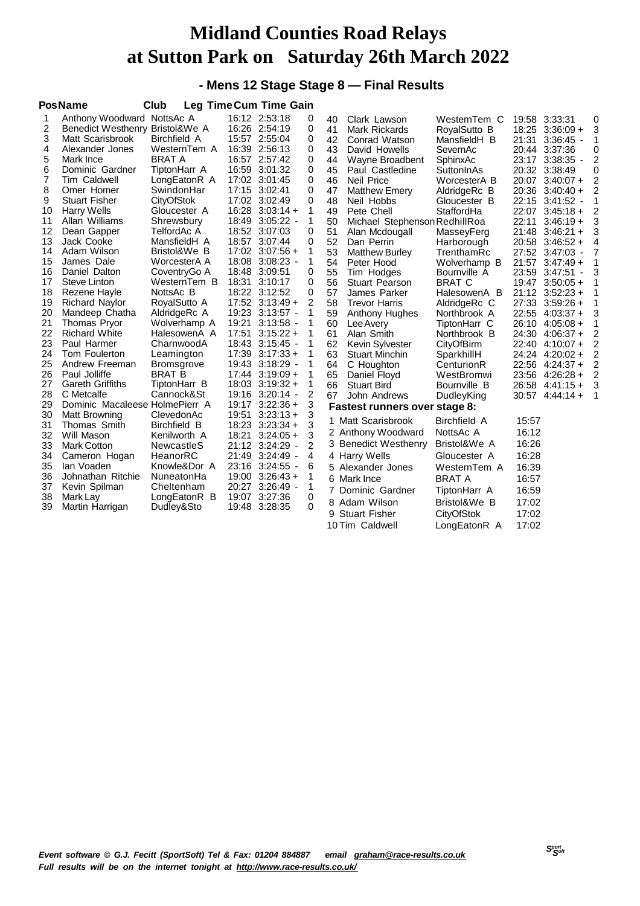# Midland Counties Road Relays at Sutton Park on Saturday 26th March 2022

## - Mens 12 Stage Stage 8 — Final Results

| Pos | Name | Club | Leg Time | Cum Time | Gain |
|---|---|---|---|---|---|
| 1 | Anthony Woodward | NottsAc A | 16:12 | 2:53:18 | 0 |
| 2 | Benedict Westhenry | Bristol&We A | 16:26 | 2:54:19 | 0 |
| 3 | Matt Scarisbrook | Birchfield A | 15:57 | 2:55:04 | 0 |
| 4 | Alexander Jones | WesternTem A | 16:39 | 2:56:13 | 0 |
| 5 | Mark Ince | BRAT A | 16:57 | 2:57:42 | 0 |
| 6 | Dominic Gardner | TiptonHarr A | 16:59 | 3:01:32 | 0 |
| 7 | Tim Caldwell | LongEatonR A | 17:02 | 3:01:45 | 0 |
| 8 | Omer Homer | SwindonHar | 17:15 | 3:02:41 | 0 |
| 9 | Stuart Fisher | CityOfStok | 17:02 | 3:02:49 | 0 |
| 10 | Harry Wells | Gloucester A | 16:28 | 3:03:14 + | 1 |
| 11 | Allan Williams | Shrewsbury | 18:49 | 3:05:22 - | 1 |
| 12 | Dean Gapper | TelfordAc A | 18:52 | 3:07:03 | 0 |
| 13 | Jack Cooke | MansfieldH A | 18:57 | 3:07:44 | 0 |
| 14 | Adam Wilson | Bristol&We B | 17:02 | 3:07:56 + | 1 |
| 15 | James Dale | WorcesterA A | 18:08 | 3:08:23 - | 1 |
| 16 | Daniel Dalton | CoventryGo A | 18:48 | 3:09:51 | 0 |
| 17 | Steve Linton | WesternTem B | 18:31 | 3:10:17 | 0 |
| 18 | Rezene Hayle | NottsAc B | 18:22 | 3:12:52 | 0 |
| 19 | Richard Naylor | RoyalSutto A | 17:52 | 3:13:49 + | 2 |
| 20 | Mandeep Chatha | AldridgeRc A | 19:23 | 3:13:57 - | 1 |
| 21 | Thomas Pryor | Wolverhamp A | 19:21 | 3:13:58 - | 1 |
| 22 | Richard White | HalesowenA A | 17:51 | 3:15:22 + | 1 |
| 23 | Paul Harmer | CharnwoodA | 18:43 | 3:15:45 - | 1 |
| 24 | Tom Foulerton | Leamington | 17:39 | 3:17:33 + | 1 |
| 25 | Andrew Freeman | Bromsgrove | 19:43 | 3:18:29 - | 1 |
| 26 | Paul Jolliffe | BRAT B | 17:44 | 3:19:09 + | 1 |
| 27 | Gareth Griffiths | TiptonHarr B | 18:03 | 3:19:32 + | 1 |
| 28 | C Metcalfe | Cannock&St | 19:16 | 3:20:14 - | 2 |
| 29 | Dominic Macaleese | HolmePierr A | 19:17 | 3:22:36 + | 3 |
| 30 | Matt Browning | ClevedonAc | 19:51 | 3:23:13 + | 3 |
| 31 | Thomas Smith | Birchfield B | 18:23 | 3:23:34 + | 3 |
| 32 | Will Mason | Kenilworth A | 18:21 | 3:24:05 + | 3 |
| 33 | Mark Cotton | NewcastleS | 21:12 | 3:24:29 - | 2 |
| 34 | Cameron Hogan | HeanorRC | 21:49 | 3:24:49 - | 4 |
| 35 | Ian Voaden | Knowle&Dor A | 23:16 | 3:24:55 - | 6 |
| 36 | Johnathan Ritchie | NuneatonHa | 19:00 | 3:26:43 + | 1 |
| 37 | Kevin Spilman | Cheltenham | 20:27 | 3:26:49 - | 1 |
| 38 | Mark Lay | LongEatonR B | 19:07 | 3:27:36 | 0 |
| 39 | Martin Harrigan | Dudley&Sto | 19:48 | 3:28:35 | 0 |
| 40 | Clark Lawson | WesternTem C | 19:58 | 3:33:31 | 0 |
| 41 | Mark Rickards | RoyalSutto B | 18:25 | 3:36:09 + | 3 |
| 42 | Conrad Watson | MansfieldH B | 21:31 | 3:36:45 - | 1 |
| 43 | David Howells | SevernAc | 20:44 | 3:37:36 | 0 |
| 44 | Wayne Broadbent | SphinxAc | 23:17 | 3:38:35 - | 2 |
| 45 | Paul Castledine | SuttonInAs | 20:32 | 3:38:49 | 0 |
| 46 | Neil Price | WorcesterA B | 20:07 | 3:40:07 + | 2 |
| 47 | Matthew Emery | AldridgeRc B | 20:36 | 3:40:40 + | 2 |
| 48 | Neil Hobbs | Gloucester B | 22:15 | 3:41:52 - | 1 |
| 49 | Pete Chell | StaffordHa | 22:07 | 3:45:18 + | 2 |
| 50 | Michael Stephenson | RedhillRoa | 22:11 | 3:46:19 + | 3 |
| 51 | Alan Mcdougall | MasseyFerg | 21:48 | 3:46:21 + | 3 |
| 52 | Dan Perrin | Harborough | 20:58 | 3:46:52 + | 4 |
| 53 | Matthew Burley | TrenthamRc | 27:52 | 3:47:03 - | 7 |
| 54 | Peter Hood | Wolverhamp B | 21:57 | 3:47:49 + | 1 |
| 55 | Tim Hodges | Bournville A | 23:59 | 3:47:51 - | 3 |
| 56 | Stuart Pearson | BRAT C | 19:47 | 3:50:05 + | 1 |
| 57 | James Parker | HalesowenA B | 21:12 | 3:52:23 + | 1 |
| 58 | Trevor Harris | AldridgeRc C | 27:33 | 3:59:26 + | 1 |
| 59 | Anthony Hughes | Northbrook A | 22:55 | 4:03:37 + | 3 |
| 60 | Lee Avery | TiptonHarr C | 26:10 | 4:05:08 + | 1 |
| 61 | Alan Smith | Northbrook B | 24:30 | 4:06:37 + | 2 |
| 62 | Kevin Sylvester | CityOfBirm | 22:40 | 4:10:07 + | 2 |
| 63 | Stuart Minchin | SparkhillH | 24:24 | 4:20:02 + | 2 |
| 64 | C Houghton | CenturionR | 22:56 | 4:24:37 + | 2 |
| 65 | Daniel Floyd | WestBromwi | 23:56 | 4:26:28 + | 2 |
| 66 | Stuart Bird | Bournville B | 26:58 | 4:41:15 + | 3 |
| 67 | John Andrews | DudleyKing | 30:57 | 4:44:14 + | 1 |

### Fastest runners over stage 8:

| | Name | Club | Time |
|---|---|---|---|
| 1 | Matt Scarisbrook | Birchfield A | 15:57 |
| 2 | Anthony Woodward | NottsAc A | 16:12 |
| 3 | Benedict Westhenry | Bristol&We A | 16:26 |
| 4 | Harry Wells | Gloucester A | 16:28 |
| 5 | Alexander Jones | WesternTem A | 16:39 |
| 6 | Mark Ince | BRAT A | 16:57 |
| 7 | Dominic Gardner | TiptonHarr A | 16:59 |
| 8 | Adam Wilson | Bristol&We B | 17:02 |
| 9 | Stuart Fisher | CityOfStok | 17:02 |
| 10 | Tim Caldwell | LongEatonR A | 17:02 |

*Event software © G.J. Fecitt (SportSoft) Tel & Fax: 01204 884887 email graham@race-results.co.uk*
*Full results will be on the internet tonight at http://www.race-results.co.uk/*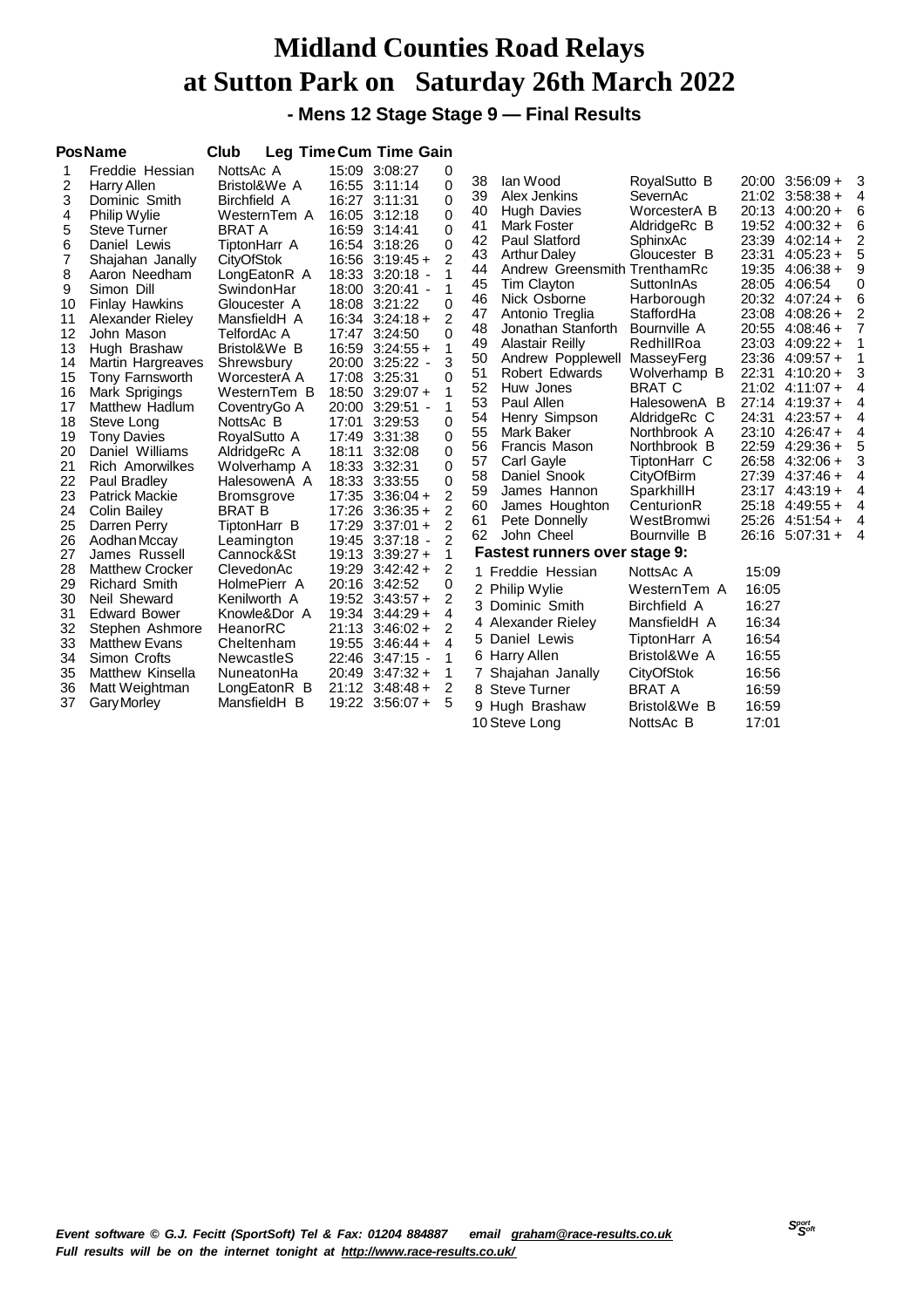# Midland Counties Road Relays at Sutton Park on Saturday 26th March 2022

## - Mens 12 Stage Stage 9 — Final Results

| Pos | Name | Club | Leg Time | Cum Time | Gain |
|---|---|---|---|---|---|
| 1 | Freddie Hessian | NottsAc A | 15:09 | 3:08:27 | 0 |
| 2 | Harry Allen | Bristol&We A | 16:55 | 3:11:14 | 0 |
| 3 | Dominic Smith | Birchfield A | 16:27 | 3:11:31 | 0 |
| 4 | Philip Wylie | WesternTem A | 16:05 | 3:12:18 | 0 |
| 5 | Steve Turner | BRAT A | 16:59 | 3:14:41 | 0 |
| 6 | Daniel Lewis | TiptonHarr A | 16:54 | 3:18:26 | 0 |
| 7 | Shajahan Janally | CityOfStok | 16:56 | 3:19:45 + | 2 |
| 8 | Aaron Needham | LongEatonR A | 18:33 | 3:20:18 - | 1 |
| 9 | Simon Dill | SwindonHar | 18:00 | 3:20:41 - | 1 |
| 10 | Finlay Hawkins | Gloucester A | 18:08 | 3:21:22 | 0 |
| 11 | Alexander Rieley | MansfieldH A | 16:34 | 3:24:18 + | 2 |
| 12 | John Mason | TelfordAc A | 17:47 | 3:24:50 | 0 |
| 13 | Hugh Brashaw | Bristol&We B | 16:59 | 3:24:55 + | 1 |
| 14 | Martin Hargreaves | Shrewsbury | 20:00 | 3:25:22 - | 3 |
| 15 | Tony Farnsworth | WorcesterA A | 17:08 | 3:25:31 | 0 |
| 16 | Mark Sprigings | WesternTem B | 18:50 | 3:29:07 + | 1 |
| 17 | Matthew Hadlum | CoventryGo A | 20:00 | 3:29:51 - | 1 |
| 18 | Steve Long | NottsAc B | 17:01 | 3:29:53 | 0 |
| 19 | Tony Davies | RoyalSutto A | 17:49 | 3:31:38 | 0 |
| 20 | Daniel Williams | AldridgeRc A | 18:11 | 3:32:08 | 0 |
| 21 | Rich Amorwilkes | Wolverhamp A | 18:33 | 3:32:31 | 0 |
| 22 | Paul Bradley | HalesowenA A | 18:33 | 3:33:55 | 0 |
| 23 | Patrick Mackie | Bromsgrove | 17:35 | 3:36:04 + | 2 |
| 24 | Colin Bailey | BRAT B | 17:26 | 3:36:35 + | 2 |
| 25 | Darren Perry | TiptonHarr B | 17:29 | 3:37:01 + | 2 |
| 26 | Aodhan Mccay | Leamington | 19:45 | 3:37:18 - | 2 |
| 27 | James Russell | Cannock&St | 19:13 | 3:39:27 + | 1 |
| 28 | Matthew Crocker | ClevedonAc | 19:29 | 3:42:42 + | 2 |
| 29 | Richard Smith | HolmePierr A | 20:16 | 3:42:52 | 0 |
| 30 | Neil Sheward | Kenilworth A | 19:52 | 3:43:57 + | 2 |
| 31 | Edward Bower | Knowle&Dor A | 19:34 | 3:44:29 + | 4 |
| 32 | Stephen Ashmore | HeanorRC | 21:13 | 3:46:02 + | 2 |
| 33 | Matthew Evans | Cheltenham | 19:55 | 3:46:44 + | 4 |
| 34 | Simon Crofts | NewcastleS | 22:46 | 3:47:15 - | 1 |
| 35 | Matthew Kinsella | NuneatonHa | 20:49 | 3:47:32 + | 1 |
| 36 | Matt Weightman | LongEatonR B | 21:12 | 3:48:48 + | 2 |
| 37 | Gary Morley | MansfieldH B | 19:22 | 3:56:07 + | 5 |
| 38 | Ian Wood | RoyalSutto B | 20:00 | 3:56:09 + | 3 |
| 39 | Alex Jenkins | SevernAc | 21:02 | 3:58:38 + | 4 |
| 40 | Hugh Davies | WorcesterA B | 20:13 | 4:00:20 + | 6 |
| 41 | Mark Foster | AldridgeRc B | 19:52 | 4:00:32 + | 6 |
| 42 | Paul Slatford | SphinxAc | 23:39 | 4:02:14 + | 2 |
| 43 | Arthur Daley | Gloucester B | 23:31 | 4:05:23 + | 5 |
| 44 | Andrew Greensmith | TrenthamRc | 19:35 | 4:06:38 + | 9 |
| 45 | Tim Clayton | SuttonInAs | 28:05 | 4:06:54 | 0 |
| 46 | Nick Osborne | Harborough | 20:32 | 4:07:24 + | 6 |
| 47 | Antonio Treglia | StaffordHa | 23:08 | 4:08:26 + | 2 |
| 48 | Jonathan Stanforth | Bournville A | 20:55 | 4:08:46 + | 7 |
| 49 | Alastair Reilly | RedhillRoa | 23:03 | 4:09:22 + | 1 |
| 50 | Andrew Popplewell | MasseyFerg | 23:36 | 4:09:57 + | 1 |
| 51 | Robert Edwards | Wolverhamp B | 22:31 | 4:10:20 + | 3 |
| 52 | Huw Jones | BRAT C | 21:02 | 4:11:07 + | 4 |
| 53 | Paul Allen | HalesowenA B | 27:14 | 4:19:37 + | 4 |
| 54 | Henry Simpson | AldridgeRc C | 24:31 | 4:23:57 + | 4 |
| 55 | Mark Baker | Northbrook A | 23:10 | 4:26:47 + | 4 |
| 56 | Francis Mason | Northbrook B | 22:59 | 4:29:36 + | 5 |
| 57 | Carl Gayle | TiptonHarr C | 26:58 | 4:32:06 + | 3 |
| 58 | Daniel Snook | CityOfBirm | 27:39 | 4:37:46 + | 4 |
| 59 | James Hannon | SparkhillH | 23:17 | 4:43:19 + | 4 |
| 60 | James Houghton | CenturionR | 25:18 | 4:49:55 + | 4 |
| 61 | Pete Donnelly | WestBromwi | 25:26 | 4:51:54 + | 4 |
| 62 | John Cheel | Bournville B | 26:16 | 5:07:31 + | 4 |

### Fastest runners over stage 9:

| | Name | Club | Time |
|---|---|---|---|
| 1 | Freddie Hessian | NottsAc A | 15:09 |
| 2 | Philip Wylie | WesternTem A | 16:05 |
| 3 | Dominic Smith | Birchfield A | 16:27 |
| 4 | Alexander Rieley | MansfieldH A | 16:34 |
| 5 | Daniel Lewis | TiptonHarr A | 16:54 |
| 6 | Harry Allen | Bristol&We A | 16:55 |
| 7 | Shajahan Janally | CityOfStok | 16:56 |
| 8 | Steve Turner | BRAT A | 16:59 |
| 9 | Hugh Brashaw | Bristol&We B | 16:59 |
| 10 | Steve Long | NottsAc B | 17:01 |

*Event software © G.J. Fecitt (SportSoft) Tel & Fax: 01204 884887 email graham@race-results.co.uk*
*Full results will be on the internet tonight at http://www.race-results.co.uk/*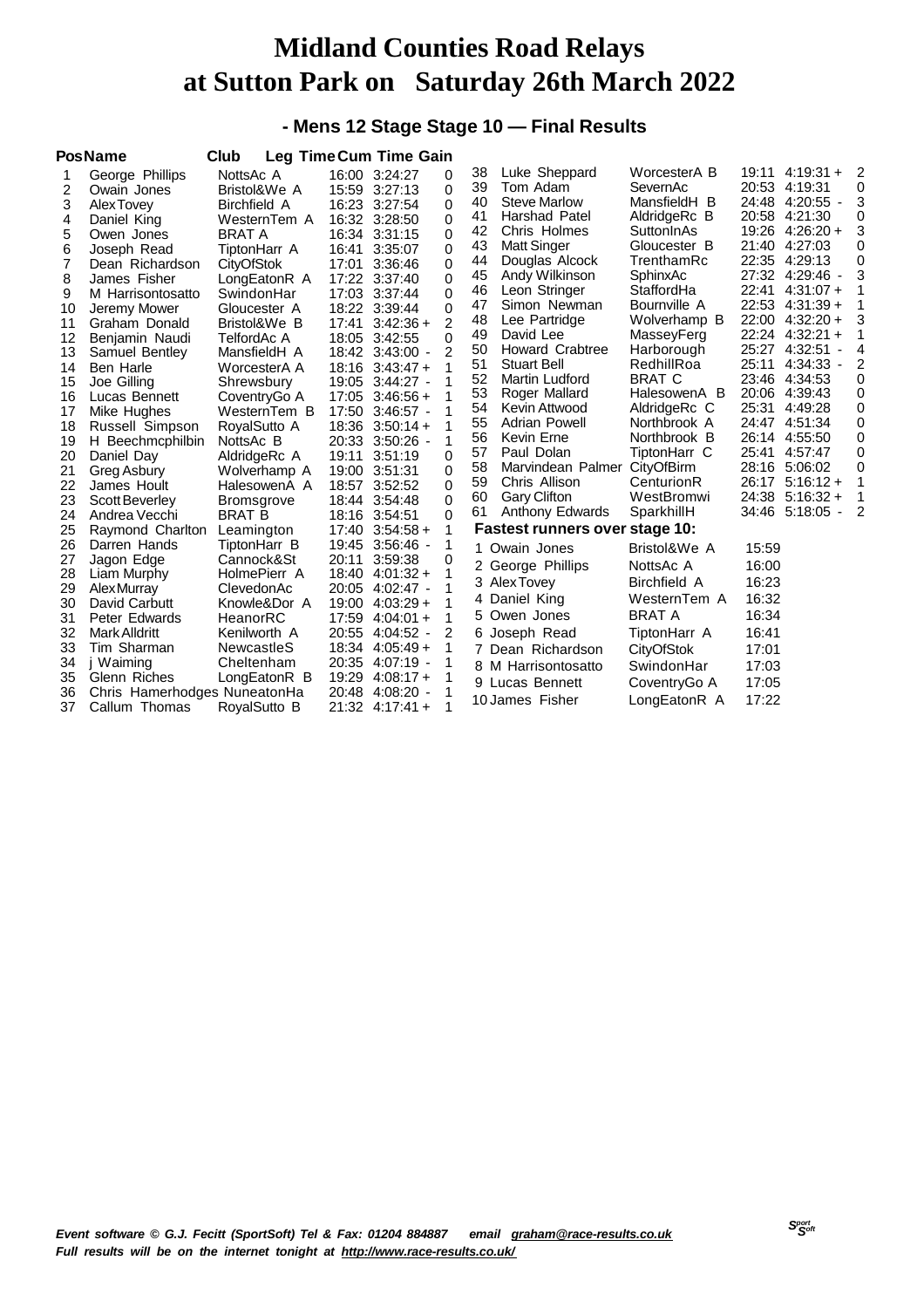# Midland Counties Road Relays at Sutton Park on Saturday 26th March 2022

## - Mens 12 Stage Stage 10 — Final Results

| Pos | Name | Club | Leg Time | Cum Time | Gain |
|---|---|---|---|---|---|
| 1 | George Phillips | NottsAc A | 16:00 | 3:24:27 | 0 |
| 2 | Owain Jones | Bristol&We A | 15:59 | 3:27:13 | 0 |
| 3 | Alex Tovey | Birchfield A | 16:23 | 3:27:54 | 0 |
| 4 | Daniel King | WesternTem A | 16:32 | 3:28:50 | 0 |
| 5 | Owen Jones | BRAT A | 16:34 | 3:31:15 | 0 |
| 6 | Joseph Read | TiptonHarr A | 16:41 | 3:35:07 | 0 |
| 7 | Dean Richardson | CityOfStok | 17:01 | 3:36:46 | 0 |
| 8 | James Fisher | LongEatonR A | 17:22 | 3:37:40 | 0 |
| 9 | M Harrisontosatto | SwindonHar | 17:03 | 3:37:44 | 0 |
| 10 | Jeremy Mower | Gloucester A | 18:22 | 3:39:44 | 0 |
| 11 | Graham Donald | Bristol&We B | 17:41 | 3:42:36 + | 2 |
| 12 | Benjamin Naudi | TelfordAc A | 18:05 | 3:42:55 | 0 |
| 13 | Samuel Bentley | MansfieldH A | 18:42 | 3:43:00 - | 2 |
| 14 | Ben Harle | WorcesterA A | 18:16 | 3:43:47 + | 1 |
| 15 | Joe Gilling | Shrewsbury | 19:05 | 3:44:27 - | 1 |
| 16 | Lucas Bennett | CoventryGo A | 17:05 | 3:46:56 + | 1 |
| 17 | Mike Hughes | WesternTem B | 17:50 | 3:46:57 - | 1 |
| 18 | Russell Simpson | RoyalSutto A | 18:36 | 3:50:14 + | 1 |
| 19 | H Beechmcphilbin | NottsAc B | 20:33 | 3:50:26 - | 1 |
| 20 | Daniel Day | AldridgeRc A | 19:11 | 3:51:19 | 0 |
| 21 | Greg Asbury | Wolverhamp A | 19:00 | 3:51:31 | 0 |
| 22 | James Hoult | HalesowenA A | 18:57 | 3:52:52 | 0 |
| 23 | Scott Beverley | Bromsgrove | 18:44 | 3:54:48 | 0 |
| 24 | Andrea Vecchi | BRAT B | 18:16 | 3:54:51 | 0 |
| 25 | Raymond Charlton | Leamington | 17:40 | 3:54:58 + | 1 |
| 26 | Darren Hands | TiptonHarr B | 19:45 | 3:56:46 - | 1 |
| 27 | Jagon Edge | Cannock&St | 20:11 | 3:59:38 | 0 |
| 28 | Liam Murphy | HolmePierr A | 18:40 | 4:01:32 + | 1 |
| 29 | Alex Murray | ClevedonAc | 20:05 | 4:02:47 - | 1 |
| 30 | David Carbutt | Knowle&Dor A | 19:00 | 4:03:29 + | 1 |
| 31 | Peter Edwards | HeanorRC | 17:59 | 4:04:01 + | 1 |
| 32 | Mark Alldritt | Kenilworth A | 20:55 | 4:04:52 - | 2 |
| 33 | Tim Sharman | NewcastleS | 18:34 | 4:05:49 + | 1 |
| 34 | j Waiming | Cheltenham | 20:35 | 4:07:19 - | 1 |
| 35 | Glenn Riches | LongEatonR B | 19:29 | 4:08:17 + | 1 |
| 36 | Chris Hamerhodges | NuneatonHa | 20:48 | 4:08:20 - | 1 |
| 37 | Callum Thomas | RoyalSutto B | 21:32 | 4:17:41 + | 1 |
| 38 | Luke Sheppard | WorcesterA B | 19:11 | 4:19:31 + | 2 |
| 39 | Tom Adam | SevernAc | 20:53 | 4:19:31 | 0 |
| 40 | Steve Marlow | MansfieldH B | 24:48 | 4:20:55 - | 3 |
| 41 | Harshad Patel | AldridgeRc B | 20:58 | 4:21:30 | 0 |
| 42 | Chris Holmes | SuttonInAs | 19:26 | 4:26:20 + | 3 |
| 43 | Matt Singer | Gloucester B | 21:40 | 4:27:03 | 0 |
| 44 | Douglas Alcock | TrenthamRc | 22:35 | 4:29:13 | 0 |
| 45 | Andy Wilkinson | SphinxAc | 27:32 | 4:29:46 - | 3 |
| 46 | Leon Stringer | StaffordHa | 22:41 | 4:31:07 + | 1 |
| 47 | Simon Newman | Bournville A | 22:53 | 4:31:39 + | 1 |
| 48 | Lee Partridge | Wolverhamp B | 22:00 | 4:32:20 + | 3 |
| 49 | David Lee | MasseyFerg | 22:24 | 4:32:21 + | 1 |
| 50 | Howard Crabtree | Harborough | 25:27 | 4:32:51 - | 4 |
| 51 | Stuart Bell | RedhillRoa | 25:11 | 4:34:33 - | 2 |
| 52 | Martin Ludford | BRAT C | 23:46 | 4:34:53 | 0 |
| 53 | Roger Mallard | HalesowenA B | 20:06 | 4:39:43 | 0 |
| 54 | Kevin Attwood | AldridgeRc C | 25:31 | 4:49:28 | 0 |
| 55 | Adrian Powell | Northbrook A | 24:47 | 4:51:34 | 0 |
| 56 | Kevin Erne | Northbrook B | 26:14 | 4:55:50 | 0 |
| 57 | Paul Dolan | TiptonHarr C | 25:41 | 4:57:47 | 0 |
| 58 | Marvindean Palmer | CityOfBirm | 28:16 | 5:06:02 | 0 |
| 59 | Chris Allison | CenturionR | 26:17 | 5:16:12 + | 1 |
| 60 | Gary Clifton | WestBromwi | 24:38 | 5:16:32 + | 1 |
| 61 | Anthony Edwards | SparkhillH | 34:46 | 5:18:05 - | 2 |

### Fastest runners over stage 10:

| | Name | Club | Time |
|---|---|---|---|
| 1 | Owain Jones | Bristol&We A | 15:59 |
| 2 | George Phillips | NottsAc A | 16:00 |
| 3 | Alex Tovey | Birchfield A | 16:23 |
| 4 | Daniel King | WesternTem A | 16:32 |
| 5 | Owen Jones | BRAT A | 16:34 |
| 6 | Joseph Read | TiptonHarr A | 16:41 |
| 7 | Dean Richardson | CityOfStok | 17:01 |
| 8 | M Harrisontosatto | SwindonHar | 17:03 |
| 9 | Lucas Bennett | CoventryGo A | 17:05 |
| 10 | James Fisher | LongEatonR A | 17:22 |

*Event software © G.J. Fecitt (SportSoft) Tel & Fax: 01204 884887 email graham@race-results.co.uk*
*Full results will be on the internet tonight at http://www.race-results.co.uk/*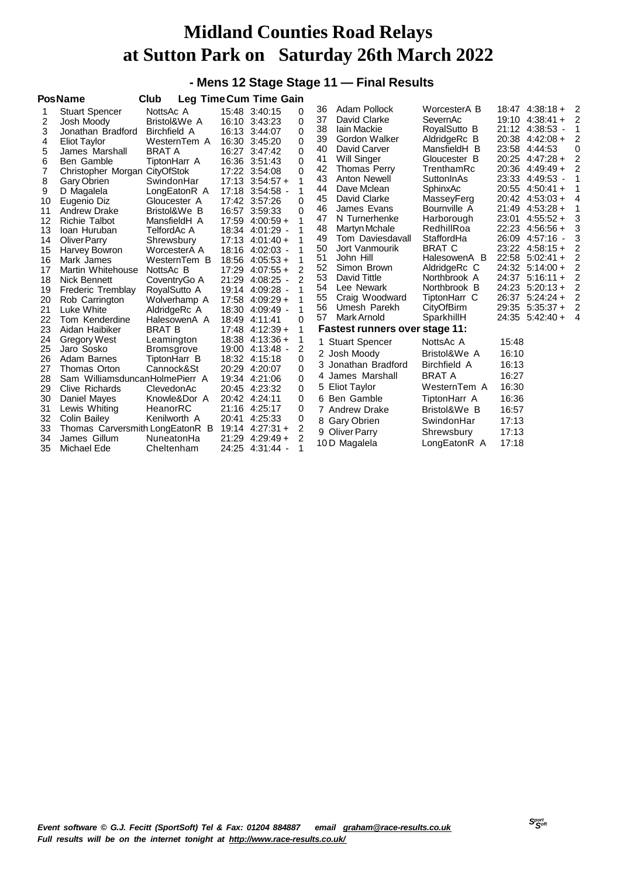# Midland Counties Road Relays at Sutton Park on Saturday 26th March 2022

## - Mens 12 Stage Stage 11 — Final Results

| Pos | Name | Club | Leg Time | Cum Time | Gain |
|---|---|---|---|---|---|
| 1 | Stuart Spencer | NottsAc A | 15:48 | 3:40:15 | 0 |
| 2 | Josh Moody | Bristol&We A | 16:10 | 3:43:23 | 0 |
| 3 | Jonathan Bradford | Birchfield A | 16:13 | 3:44:07 | 0 |
| 4 | Eliot Taylor | WesternTem A | 16:30 | 3:45:20 | 0 |
| 5 | James Marshall | BRAT A | 16:27 | 3:47:42 | 0 |
| 6 | Ben Gamble | TiptonHarr A | 16:36 | 3:51:43 | 0 |
| 7 | Christopher Morgan | CityOfStok | 17:22 | 3:54:08 | 0 |
| 8 | Gary Obrien | SwindonHar | 17:13 | 3:54:57 + | 1 |
| 9 | D Magalela | LongEatonR A | 17:18 | 3:54:58 - | 1 |
| 10 | Eugenio Diz | Gloucester A | 17:42 | 3:57:26 | 0 |
| 11 | Andrew Drake | Bristol&We B | 16:57 | 3:59:33 | 0 |
| 12 | Richie Talbot | MansfieldH A | 17:59 | 4:00:59 + | 1 |
| 13 | Ioan Huruban | TelfordAc A | 18:34 | 4:01:29 - | 1 |
| 14 | Oliver Parry | Shrewsbury | 17:13 | 4:01:40 + | 1 |
| 15 | Harvey Bowron | WorcesterA A | 18:16 | 4:02:03 - | 1 |
| 16 | Mark James | WesternTem B | 18:56 | 4:05:53 + | 1 |
| 17 | Martin Whitehouse | NottsAc B | 17:29 | 4:07:55 + | 2 |
| 18 | Nick Bennett | CoventryGo A | 21:29 | 4:08:25 - | 2 |
| 19 | Frederic Tremblay | RoyalSutto A | 19:14 | 4:09:28 - | 1 |
| 20 | Rob Carrington | Wolverhamp A | 17:58 | 4:09:29 + | 1 |
| 21 | Luke White | AldridgeRc A | 18:30 | 4:09:49 - | 1 |
| 22 | Tom Kenderdine | HalesowenA A | 18:49 | 4:11:41 | 0 |
| 23 | Aidan Haibiker | BRAT B | 17:48 | 4:12:39 + | 1 |
| 24 | Gregory West | Leamington | 18:38 | 4:13:36 + | 1 |
| 25 | Jaro Sosko | Bromsgrove | 19:00 | 4:13:48 - | 2 |
| 26 | Adam Barnes | TiptonHarr B | 18:32 | 4:15:18 | 0 |
| 27 | Thomas Orton | Cannock&St | 20:29 | 4:20:07 | 0 |
| 28 | Sam Williamsduncan | HolmePierr A | 19:34 | 4:21:06 | 0 |
| 29 | Clive Richards | ClevedonAc | 20:45 | 4:23:32 | 0 |
| 30 | Daniel Mayes | Knowle&Dor A | 20:42 | 4:24:11 | 0 |
| 31 | Lewis Whiting | HeanorRC | 21:16 | 4:25:17 | 0 |
| 32 | Colin Bailey | Kenilworth A | 20:41 | 4:25:33 | 0 |
| 33 | Thomas Carversmith | LongEatonR B | 19:14 | 4:27:31 + | 2 |
| 34 | James Gillum | NuneatonHa | 21:29 | 4:29:49 + | 2 |
| 35 | Michael Ede | Cheltenham | 24:25 | 4:31:44 - | 1 |
| 36 | Adam Pollock | WorcesterA B | 18:47 | 4:38:18 + | 2 |
| 37 | David Clarke | SevernAc | 19:10 | 4:38:41 + | 2 |
| 38 | Iain Mackie | RoyalSutto B | 21:12 | 4:38:53 - | 1 |
| 39 | Gordon Walker | AldridgeRc B | 20:38 | 4:42:08 + | 2 |
| 40 | David Carver | MansfieldH B | 23:58 | 4:44:53 | 0 |
| 41 | Will Singer | Gloucester B | 20:25 | 4:47:28 + | 2 |
| 42 | Thomas Perry | TrenthamRc | 20:36 | 4:49:49 + | 2 |
| 43 | Anton Newell | SuttonInAs | 23:33 | 4:49:53 - | 1 |
| 44 | Dave Mclean | SphinxAc | 20:55 | 4:50:41 + | 1 |
| 45 | David Clarke | MasseyFerg | 20:42 | 4:53:03 + | 4 |
| 46 | James Evans | Bournville A | 21:49 | 4:53:28 + | 1 |
| 47 | N Turnerhenke | Harborough | 23:01 | 4:55:52 + | 3 |
| 48 | Martyn Mchale | RedhillRoa | 22:23 | 4:56:56 + | 3 |
| 49 | Tom Daviesdavall | StaffordHa | 26:09 | 4:57:16 - | 3 |
| 50 | Jort Vanmourik | BRAT C | 23:22 | 4:58:15 + | 2 |
| 51 | John Hill | HalesowenA B | 22:58 | 5:02:41 + | 2 |
| 52 | Simon Brown | AldridgeRc C | 24:32 | 5:14:00 + | 2 |
| 53 | David Tittle | Northbrook A | 24:37 | 5:16:11 + | 2 |
| 54 | Lee Newark | Northbrook B | 24:23 | 5:20:13 + | 2 |
| 55 | Craig Woodward | TiptonHarr C | 26:37 | 5:24:24 + | 2 |
| 56 | Umesh Parekh | CityOfBirm | 29:35 | 5:35:37 + | 2 |
| 57 | Mark Arnold | SparkhillH | 24:35 | 5:42:40 + | 4 |

### Fastest runners over stage 11:

| | Name | Club | Time |
|---|---|---|---|
| 1 | Stuart Spencer | NottsAc A | 15:48 |
| 2 | Josh Moody | Bristol&We A | 16:10 |
| 3 | Jonathan Bradford | Birchfield A | 16:13 |
| 4 | James Marshall | BRAT A | 16:27 |
| 5 | Eliot Taylor | WesternTem A | 16:30 |
| 6 | Ben Gamble | TiptonHarr A | 16:36 |
| 7 | Andrew Drake | Bristol&We B | 16:57 |
| 8 | Gary Obrien | SwindonHar | 17:13 |
| 9 | Oliver Parry | Shrewsbury | 17:13 |
| 10 | D Magalela | LongEatonR A | 17:18 |

*Event software © G.J. Fecitt (SportSoft) Tel & Fax: 01204 884887 email graham@race-results.co.uk*
*Full results will be on the internet tonight at http://www.race-results.co.uk/*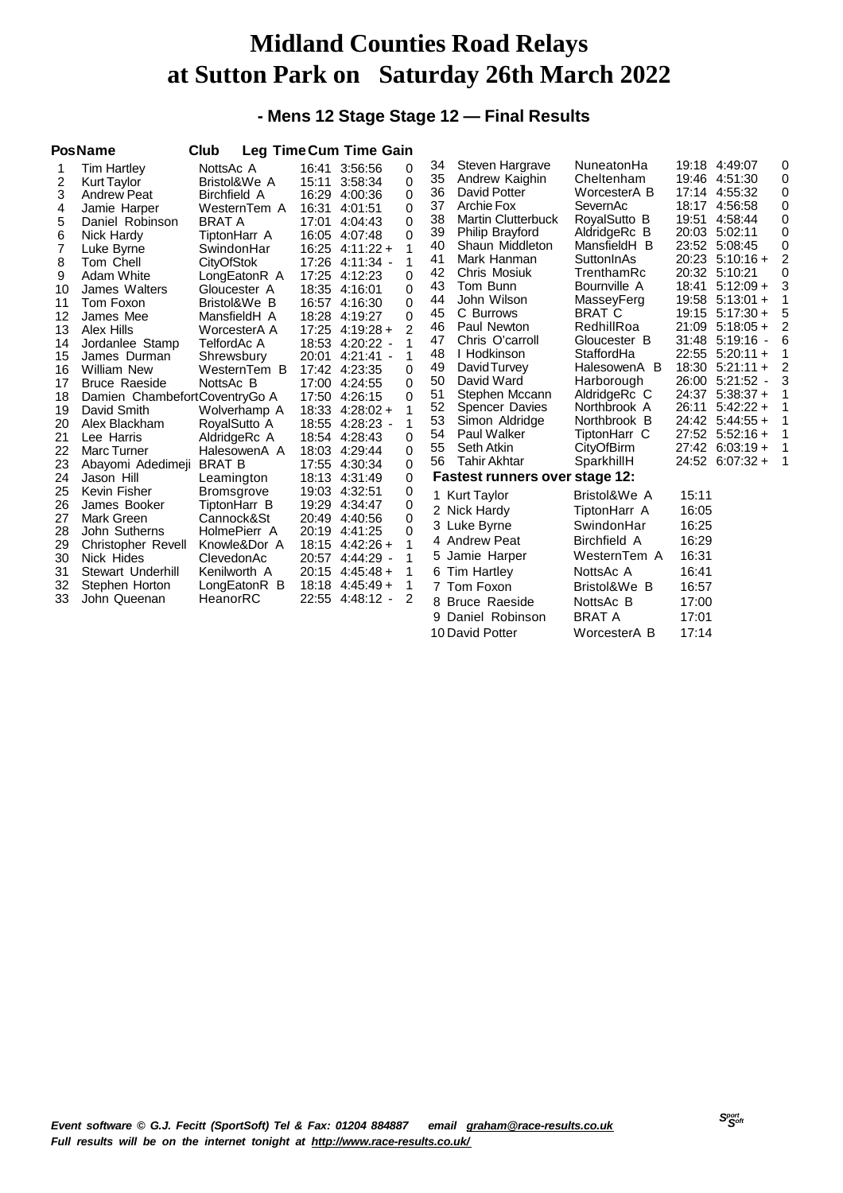# Midland Counties Road Relays
# at Sutton Park on Saturday 26th March 2022

### - Mens 12 Stage Stage 12 — Final Results

| Pos | Name | Club | Leg Time | Cum Time | Gain |
|---|---|---|---|---|---|
| 1 | Tim Hartley | NottsAc A | 16:41 | 3:56:56 | 0 |
| 2 | Kurt Taylor | Bristol&We A | 15:11 | 3:58:34 | 0 |
| 3 | Andrew Peat | Birchfield A | 16:29 | 4:00:36 | 0 |
| 4 | Jamie Harper | WesternTem A | 16:31 | 4:01:51 | 0 |
| 5 | Daniel Robinson | BRAT A | 17:01 | 4:04:43 | 0 |
| 6 | Nick Hardy | TiptonHarr A | 16:05 | 4:07:48 | 0 |
| 7 | Luke Byrne | SwindonHar | 16:25 | 4:11:22 + | 1 |
| 8 | Tom Chell | CityOfStok | 17:26 | 4:11:34 - | 1 |
| 9 | Adam White | LongEatonR A | 17:25 | 4:12:23 | 0 |
| 10 | James Walters | Gloucester A | 18:35 | 4:16:01 | 0 |
| 11 | Tom Foxon | Bristol&We B | 16:57 | 4:16:30 | 0 |
| 12 | James Mee | MansfieldH A | 18:28 | 4:19:27 | 0 |
| 13 | Alex Hills | WorcesterA A | 17:25 | 4:19:28 + | 2 |
| 14 | Jordanlee Stamp | TelfordAc A | 18:53 | 4:20:22 - | 1 |
| 15 | James Durman | Shrewsbury | 20:01 | 4:21:41 - | 1 |
| 16 | William New | WesternTem B | 17:42 | 4:23:35 | 0 |
| 17 | Bruce Raeside | NottsAc B | 17:00 | 4:24:55 | 0 |
| 18 | Damien Chambefort | CoventryGo A | 17:50 | 4:26:15 | 0 |
| 19 | David Smith | Wolverhamp A | 18:33 | 4:28:02 + | 1 |
| 20 | Alex Blackham | RoyalSutto A | 18:55 | 4:28:23 - | 1 |
| 21 | Lee Harris | AldridgeRc A | 18:54 | 4:28:43 | 0 |
| 22 | Marc Turner | HalesowenA A | 18:03 | 4:29:44 | 0 |
| 23 | Abayomi Adedimeji | BRAT B | 17:55 | 4:30:34 | 0 |
| 24 | Jason Hill | Leamington | 18:13 | 4:31:49 | 0 |
| 25 | Kevin Fisher | Bromsgrove | 19:03 | 4:32:51 | 0 |
| 26 | James Booker | TiptonHarr B | 19:29 | 4:34:47 | 0 |
| 27 | Mark Green | Cannock&St | 20:49 | 4:40:56 | 0 |
| 28 | John Sutherns | HolmePierr A | 20:19 | 4:41:25 | 0 |
| 29 | Christopher Revell | Knowle&Dor A | 18:15 | 4:42:26 + | 1 |
| 30 | Nick Hides | ClevedonAc | 20:57 | 4:44:29 - | 1 |
| 31 | Stewart Underhill | Kenilworth A | 20:15 | 4:45:48 + | 1 |
| 32 | Stephen Horton | LongEatonR B | 18:18 | 4:45:49 + | 1 |
| 33 | John Queenan | HeanorRC | 22:55 | 4:48:12 - | 2 |
| 34 | Steven Hargrave | NuneatonHa | 19:18 | 4:49:07 | 0 |
| 35 | Andrew Kaighin | Cheltenham | 19:46 | 4:51:30 | 0 |
| 36 | David Potter | WorcesterA B | 17:14 | 4:55:32 | 0 |
| 37 | Archie Fox | SevernAc | 18:17 | 4:56:58 | 0 |
| 38 | Martin Clutterbuck | RoyalSutto B | 19:51 | 4:58:44 | 0 |
| 39 | Philip Brayford | AldridgeRc B | 20:03 | 5:02:11 | 0 |
| 40 | Shaun Middleton | MansfieldH B | 23:52 | 5:08:45 | 0 |
| 41 | Mark Hanman | SuttonInAs | 20:23 | 5:10:16 + | 2 |
| 42 | Chris Mosiuk | TrenthamRc | 20:32 | 5:10:21 | 0 |
| 43 | Tom Bunn | Bournville A | 18:41 | 5:12:09 + | 3 |
| 44 | John Wilson | MasseyFerg | 19:58 | 5:13:01 + | 1 |
| 45 | C Burrows | BRAT C | 19:15 | 5:17:30 + | 5 |
| 46 | Paul Newton | RedhillRoa | 21:09 | 5:18:05 + | 2 |
| 47 | Chris O'carroll | Gloucester B | 31:48 | 5:19:16 - | 6 |
| 48 | I Hodkinson | StaffordHa | 22:55 | 5:20:11 + | 1 |
| 49 | David Turvey | HalesowenA B | 18:30 | 5:21:11 + | 2 |
| 50 | David Ward | Harborough | 26:00 | 5:21:52 - | 3 |
| 51 | Stephen Mccann | AldridgeRc C | 24:37 | 5:38:37 + | 1 |
| 52 | Spencer Davies | Northbrook A | 26:11 | 5:42:22 + | 1 |
| 53 | Simon Aldridge | Northbrook B | 24:42 | 5:44:55 + | 1 |
| 54 | Paul Walker | TiptonHarr C | 27:52 | 5:52:16 + | 1 |
| 55 | Seth Atkin | CityOfBirm | 27:42 | 6:03:19 + | 1 |
| 56 | Tahir Akhtar | SparkhillH | 24:52 | 6:07:32 + | 1 |

**Fastest runners over stage 12:**

| | Name | Club | Time |
|---|---|---|---|
| 1 | Kurt Taylor | Bristol&We A | 15:11 |
| 2 | Nick Hardy | TiptonHarr A | 16:05 |
| 3 | Luke Byrne | SwindonHar | 16:25 |
| 4 | Andrew Peat | Birchfield A | 16:29 |
| 5 | Jamie Harper | WesternTem A | 16:31 |
| 6 | Tim Hartley | NottsAc A | 16:41 |
| 7 | Tom Foxon | Bristol&We B | 16:57 |
| 8 | Bruce Raeside | NottsAc B | 17:00 |
| 9 | Daniel Robinson | BRAT A | 17:01 |
| 10 | David Potter | WorcesterA B | 17:14 |

*Event software © G.J. Fecitt (SportSoft) Tel & Fax: 01204 884887 email graham@race-results.co.uk*
*Full results will be on the internet tonight at http://www.race-results.co.uk/*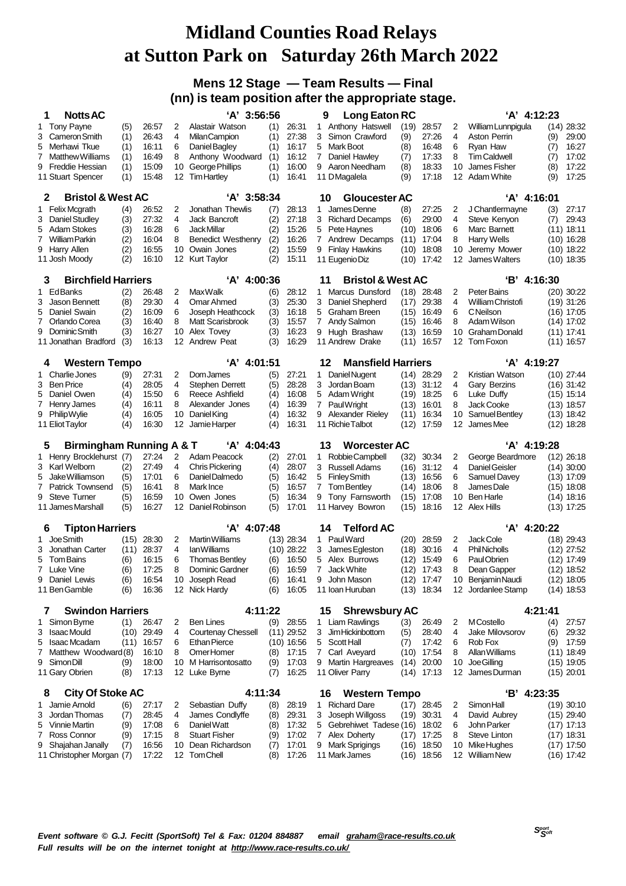# Midland Counties Road Relays at Sutton Park on Saturday 26th March 2022

## Mens 12 Stage — Team Results — Final

### (nn) is team position after the appropriate stage.

**1 Notts AC — 'A' 3:56:56**

| Stage | Name | Pos | Time | Stage | Name | Pos | Time |
|---|---|---|---|---|---|---|---|
| 1 | Tony Payne | (5) | 26:57 | 2 | Alastair Watson | (1) | 26:31 |
| 3 | Cameron Smith | (1) | 26:43 | 4 | Milan Campion | (1) | 27:38 |
| 5 | Merhawi Tkue | (1) | 16:11 | 6 | Daniel Bagley | (1) | 16:17 |
| 7 | Matthew Williams | (1) | 16:49 | 8 | Anthony Woodward | (1) | 16:12 |
| 9 | Freddie Hessian | (1) | 15:09 | 10 | George Phillips | (1) | 16:00 |
| 11 | Stuart Spencer | (1) | 15:48 | 12 | Tim Hartley | (1) | 16:41 |

**2 Bristol & West AC — 'A' 3:58:34**

| Stage | Name | Pos | Time | Stage | Name | Pos | Time |
|---|---|---|---|---|---|---|---|
| 1 | Felix Mcgrath | (4) | 26:52 | 2 | Jonathan Thewlis | (7) | 28:13 |
| 3 | Daniel Studley | (3) | 27:32 | 4 | Jack Bancroft | (2) | 27:18 |
| 5 | Adam Stokes | (3) | 16:28 | 6 | Jack Millar | (2) | 15:26 |
| 7 | William Parkin | (2) | 16:04 | 8 | Benedict Westhenry | (2) | 16:26 |
| 9 | Harry Allen | (2) | 16:55 | 10 | Owain Jones | (2) | 15:59 |
| 11 | Josh Moody | (2) | 16:10 | 12 | Kurt Taylor | (2) | 15:11 |

**3 Birchfield Harriers — 'A' 4:00:36**

| Stage | Name | Pos | Time | Stage | Name | Pos | Time |
|---|---|---|---|---|---|---|---|
| 1 | Ed Banks | (2) | 26:48 | 2 | Max Walk | (6) | 28:12 |
| 3 | Jason Bennett | (8) | 29:30 | 4 | Omar Ahmed | (3) | 25:30 |
| 5 | Daniel Swain | (2) | 16:09 | 6 | Joseph Heathcock | (3) | 16:18 |
| 7 | Orlando Corea | (3) | 16:40 | 8 | Matt Scarisbrook | (3) | 15:57 |
| 9 | Dominic Smith | (3) | 16:27 | 10 | Alex Tovey | (3) | 16:23 |
| 11 | Jonathan Bradford | (3) | 16:13 | 12 | Andrew Peat | (3) | 16:29 |

**4 Western Tempo — 'A' 4:01:51**

| Stage | Name | Pos | Time | Stage | Name | Pos | Time |
|---|---|---|---|---|---|---|---|
| 1 | Charlie Jones | (9) | 27:31 | 2 | Dom James | (5) | 27:21 |
| 3 | Ben Price | (4) | 28:05 | 4 | Stephen Derrett | (5) | 28:28 |
| 5 | Daniel Owen | (4) | 15:50 | 6 | Reece Ashfield | (4) | 16:08 |
| 7 | Henry James | (4) | 16:11 | 8 | Alexander Jones | (4) | 16:39 |
| 9 | Philip Wylie | (4) | 16:05 | 10 | Daniel King | (4) | 16:32 |
| 11 | Eliot Taylor | (4) | 16:30 | 12 | Jamie Harper | (4) | 16:31 |

**5 Birmingham Running A & T — 'A' 4:04:43**

| Stage | Name | Pos | Time | Stage | Name | Pos | Time |
|---|---|---|---|---|---|---|---|
| 1 | Henry Brocklehurst | (7) | 27:24 | 2 | Adam Peacock | (2) | 27:01 |
| 3 | Karl Welborn | (2) | 27:49 | 4 | Chris Pickering | (4) | 28:07 |
| 5 | Jake Williamson | (5) | 17:01 | 6 | Daniel Dalmedo | (5) | 16:42 |
| 7 | Patrick Townsend | (5) | 16:41 | 8 | Mark Ince | (5) | 16:57 |
| 9 | Steve Turner | (5) | 16:59 | 10 | Owen Jones | (5) | 16:34 |
| 11 | James Marshall | (5) | 16:27 | 12 | Daniel Robinson | (5) | 17:01 |

**6 Tipton Harriers — 'A' 4:07:48**

| Stage | Name | Pos | Time | Stage | Name | Pos | Time |
|---|---|---|---|---|---|---|---|
| 1 | Joe Smith | (15) | 28:30 | 2 | Martin Williams | (13) | 28:34 |
| 3 | Jonathan Carter | (11) | 28:37 | 4 | Ian Williams | (10) | 28:22 |
| 5 | Tom Bains | (6) | 16:15 | 6 | Thomas Bentley | (6) | 16:50 |
| 7 | Luke Vine | (6) | 17:25 | 8 | Dominic Gardner | (6) | 16:59 |
| 9 | Daniel Lewis | (6) | 16:54 | 10 | Joseph Read | (6) | 16:41 |
| 11 | Ben Gamble | (6) | 16:36 | 12 | Nick Hardy | (6) | 16:05 |

**7 Swindon Harriers — 4:11:22**

| Stage | Name | Pos | Time | Stage | Name | Pos | Time |
|---|---|---|---|---|---|---|---|
| 1 | Simon Byrne | (1) | 26:47 | 2 | Ben Lines | (9) | 28:55 |
| 3 | Isaac Mould | (10) | 29:49 | 4 | Courtenay Chessell | (11) | 29:52 |
| 5 | Isaac Mcadam | (11) | 16:57 | 6 | Ethan Pierce | (10) | 16:56 |
| 7 | Matthew Woodward | (8) | 16:10 | 8 | Omer Homer | (8) | 17:15 |
| 9 | Simon Dill | (9) | 18:00 | 10 | M Harrisontosatto | (9) | 17:03 |
| 11 | Gary Obrien | (8) | 17:13 | 12 | Luke Byrne | (7) | 16:25 |

**8 City Of Stoke AC — 4:11:34**

| Stage | Name | Pos | Time | Stage | Name | Pos | Time |
|---|---|---|---|---|---|---|---|
| 1 | Jamie Arnold | (6) | 27:17 | 2 | Sebastian Duffy | (8) | 28:19 |
| 3 | Jordan Thomas | (7) | 28:45 | 4 | James Condlyffe | (8) | 29:31 |
| 5 | Vinnie Martin | (9) | 17:08 | 6 | Daniel Watt | (8) | 17:32 |
| 7 | Ross Connor | (9) | 17:15 | 8 | Stuart Fisher | (9) | 17:02 |
| 9 | Shajahan Janally | (7) | 16:56 | 10 | Dean Richardson | (7) | 17:01 |
| 11 | Christopher Morgan | (7) | 17:22 | 12 | Tom Chell | (8) | 17:26 |

**9 Long Eaton RC — 'A' 4:12:23**

| Stage | Name | Pos | Time | Stage | Name | Pos | Time |
|---|---|---|---|---|---|---|---|
| 1 | Anthony Hatswell | (19) | 28:57 | 2 | William Lunnpigula | (14) | 28:32 |
| 3 | Simon Crawford | (9) | 27:26 | 4 | Aston Perrin | (9) | 29:00 |
| 5 | Mark Boot | (8) | 16:48 | 6 | Ryan Haw | (7) | 16:27 |
| 7 | Daniel Hawley | (7) | 17:33 | 8 | Tim Caldwell | (7) | 17:02 |
| 9 | Aaron Needham | (8) | 18:33 | 10 | James Fisher | (8) | 17:22 |
| 11 | D Magalela | (9) | 17:18 | 12 | Adam White | (9) | 17:25 |

**10 Gloucester AC — 'A' 4:16:01**

| Stage | Name | Pos | Time | Stage | Name | Pos | Time |
|---|---|---|---|---|---|---|---|
| 1 | James Denne | (8) | 27:25 | 2 | J Chantlermayne | (3) | 27:17 |
| 3 | Richard Decamps | (6) | 29:00 | 4 | Steve Kenyon | (7) | 29:43 |
| 5 | Pete Haynes | (10) | 18:06 | 6 | Marc Barnett | (11) | 18:11 |
| 7 | Andrew Decamps | (11) | 17:04 | 8 | Harry Wells | (10) | 16:28 |
| 9 | Finlay Hawkins | (10) | 18:08 | 10 | Jeremy Mower | (10) | 18:22 |
| 11 | Eugenio Diz | (10) | 17:42 | 12 | James Walters | (10) | 18:35 |

**11 Bristol & West AC — 'B' 4:16:30**

| Stage | Name | Pos | Time | Stage | Name | Pos | Time |
|---|---|---|---|---|---|---|---|
| 1 | Marcus Dunsford | (18) | 28:48 | 2 | Peter Bains | (20) | 30:22 |
| 3 | Daniel Shepherd | (17) | 29:38 | 4 | William Christofi | (19) | 31:26 |
| 5 | Graham Breen | (15) | 16:49 | 6 | C Neilson | (16) | 17:05 |
| 7 | Andy Salmon | (15) | 16:46 | 8 | Adam Wilson | (14) | 17:02 |
| 9 | Hugh Brashaw | (13) | 16:59 | 10 | Graham Donald | (11) | 17:41 |
| 11 | Andrew Drake | (11) | 16:57 | 12 | Tom Foxon | (11) | 16:57 |

**12 Mansfield Harriers — 'A' 4:19:27**

| Stage | Name | Pos | Time | Stage | Name | Pos | Time |
|---|---|---|---|---|---|---|---|
| 1 | Daniel Nugent | (14) | 28:29 | 2 | Kristian Watson | (10) | 27:44 |
| 3 | Jordan Boam | (13) | 31:12 | 4 | Gary Berzins | (16) | 31:42 |
| 5 | Adam Wright | (19) | 18:25 | 6 | Luke Duffy | (15) | 15:14 |
| 7 | Paul Wright | (13) | 16:01 | 8 | Jack Cooke | (13) | 18:57 |
| 9 | Alexander Rieley | (11) | 16:34 | 10 | Samuel Bentley | (13) | 18:42 |
| 11 | Richie Talbot | (12) | 17:59 | 12 | James Mee | (12) | 18:28 |

**13 Worcester AC — 'A' 4:19:28**

| Stage | Name | Pos | Time | Stage | Name | Pos | Time |
|---|---|---|---|---|---|---|---|
| 1 | Robbie Campbell | (32) | 30:34 | 2 | George Beardmore | (12) | 26:18 |
| 3 | Russell Adams | (16) | 31:12 | 4 | Daniel Geisler | (14) | 30:00 |
| 5 | Finley Smith | (13) | 16:56 | 6 | Samuel Davey | (13) | 17:09 |
| 7 | Tom Bentley | (14) | 18:06 | 8 | James Dale | (15) | 18:08 |
| 9 | Tony Farnsworth | (15) | 17:08 | 10 | Ben Harle | (14) | 18:16 |
| 11 | Harvey Bowron | (15) | 18:16 | 12 | Alex Hills | (13) | 17:25 |

**14 Telford AC — 'A' 4:20:22**

| Stage | Name | Pos | Time | Stage | Name | Pos | Time |
|---|---|---|---|---|---|---|---|
| 1 | Paul Ward | (20) | 28:59 | 2 | Jack Cole | (18) | 29:43 |
| 3 | James Egleston | (18) | 30:16 | 4 | Phil Nicholls | (12) | 27:52 |
| 5 | Alex Burrows | (12) | 15:49 | 6 | Paul Obrien | (12) | 17:49 |
| 7 | Jack White | (12) | 17:43 | 8 | Dean Gapper | (12) | 18:52 |
| 9 | John Mason | (12) | 17:47 | 10 | Benjamin Naudi | (12) | 18:05 |
| 11 | Ioan Huruban | (13) | 18:34 | 12 | Jordanlee Stamp | (14) | 18:53 |

**15 Shrewsbury AC — 4:21:41**

| Stage | Name | Pos | Time | Stage | Name | Pos | Time |
|---|---|---|---|---|---|---|---|
| 1 | Liam Rawlings | (3) | 26:49 | 2 | M Costello | (4) | 27:57 |
| 3 | Jim Hickinbottom | (5) | 28:40 | 4 | Jake Milovsorov | (6) | 29:32 |
| 5 | Scott Hall | (7) | 17:42 | 6 | Rob Fox | (9) | 17:59 |
| 7 | Carl Aveyard | (10) | 17:54 | 8 | Allan Williams | (11) | 18:49 |
| 9 | Martin Hargreaves | (14) | 20:00 | 10 | Joe Gilling | (15) | 19:05 |
| 11 | Oliver Parry | (14) | 17:13 | 12 | James Durman | (15) | 20:01 |

**16 Western Tempo — 'B' 4:23:35**

| Stage | Name | Pos | Time | Stage | Name | Pos | Time |
|---|---|---|---|---|---|---|---|
| 1 | Richard Dare | (17) | 28:45 | 2 | Simon Hall | (19) | 30:10 |
| 3 | Joseph Willgoss | (19) | 30:31 | 4 | David Aubrey | (15) | 29:40 |
| 5 | Gebrehiwet Tadese | (16) | 18:02 | 6 | John Parker | (17) | 17:13 |
| 7 | Alex Doherty | (17) | 17:25 | 8 | Steve Linton | (17) | 18:31 |
| 9 | Mark Sprigings | (16) | 18:50 | 10 | Mike Hughes | (17) | 17:50 |
| 11 | Mark James | (16) | 18:56 | 12 | William New | (16) | 17:42 |

*Event software © G.J. Fecitt (SportSoft) Tel & Fax: 01204 884887 email graham@race-results.co.uk*
*Full results will be on the internet tonight at http://www.race-results.co.uk/*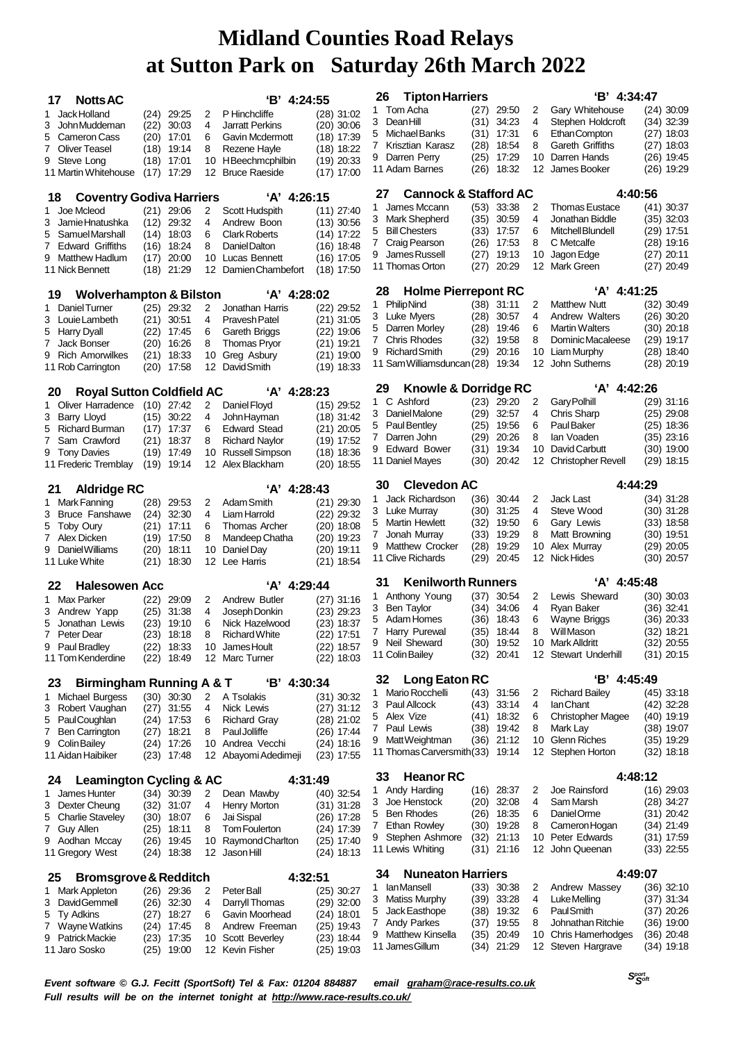# Midland Counties Road Relays at Sutton Park on Saturday 26th March 2022

### 17 Notts AC 'B' 4:24:55

| Leg | Runner | Pos | Time | Leg | Runner | Pos | Time |
|---|---|---|---|---|---|---|---|
| 1 | Jack Holland | (24) | 29:25 | 2 | P Hinchcliffe | (28) | 31:02 |
| 3 | John Muddeman | (22) | 30:03 | 4 | Jarratt Perkins | (20) | 30:06 |
| 5 | Cameron Cass | (20) | 17:01 | 6 | Gavin Mcdermott | (18) | 17:39 |
| 7 | Oliver Teasel | (18) | 19:14 | 8 | Rezene Hayle | (18) | 18:22 |
| 9 | Steve Long | (18) | 17:01 | 10 | H Beechmcphilbin | (19) | 20:33 |
| 11 | Martin Whitehouse | (17) | 17:29 | 12 | Bruce Raeside | (17) | 17:00 |

### 18 Coventry Godiva Harriers 'A' 4:26:15

| Leg | Runner | Pos | Time | Leg | Runner | Pos | Time |
|---|---|---|---|---|---|---|---|
| 1 | Joe Mcleod | (21) | 29:06 | 2 | Scott Hudspith | (11) | 27:40 |
| 3 | Jamie Hnatushka | (12) | 29:32 | 4 | Andrew Boon | (13) | 30:56 |
| 5 | Samuel Marshall | (14) | 18:03 | 6 | Clark Roberts | (14) | 17:22 |
| 7 | Edward Griffiths | (16) | 18:24 | 8 | Daniel Dalton | (16) | 18:48 |
| 9 | Matthew Hadlum | (17) | 20:00 | 10 | Lucas Bennett | (16) | 17:05 |
| 11 | Nick Bennett | (18) | 21:29 | 12 | Damien Chambefort | (18) | 17:50 |

### 19 Wolverhampton & Bilston 'A' 4:28:02

| Leg | Runner | Pos | Time | Leg | Runner | Pos | Time |
|---|---|---|---|---|---|---|---|
| 1 | Daniel Turner | (25) | 29:32 | 2 | Jonathan Harris | (22) | 29:52 |
| 3 | Louie Lambeth | (21) | 30:51 | 4 | Pravesh Patel | (21) | 31:05 |
| 5 | Harry Dyall | (22) | 17:45 | 6 | Gareth Briggs | (22) | 19:06 |
| 7 | Jack Bonser | (20) | 16:26 | 8 | Thomas Pryor | (21) | 19:21 |
| 9 | Rich Amorwilkes | (21) | 18:33 | 10 | Greg Asbury | (21) | 19:00 |
| 11 | Rob Carrington | (20) | 17:58 | 12 | David Smith | (19) | 18:33 |

### 20 Royal Sutton Coldfield AC 'A' 4:28:23

| Leg | Runner | Pos | Time | Leg | Runner | Pos | Time |
|---|---|---|---|---|---|---|---|
| 1 | Oliver Harradence | (10) | 27:42 | 2 | Daniel Floyd | (15) | 29:52 |
| 3 | Barry Lloyd | (15) | 30:22 | 4 | John Hayman | (18) | 31:42 |
| 5 | Richard Burman | (17) | 17:37 | 6 | Edward Stead | (21) | 20:05 |
| 7 | Sam Crawford | (21) | 18:37 | 8 | Richard Naylor | (19) | 17:52 |
| 9 | Tony Davies | (19) | 17:49 | 10 | Russell Simpson | (18) | 18:36 |
| 11 | Frederic Tremblay | (19) | 19:14 | 12 | Alex Blackham | (20) | 18:55 |

### 21 Aldridge RC 'A' 4:28:43

| Leg | Runner | Pos | Time | Leg | Runner | Pos | Time |
|---|---|---|---|---|---|---|---|
| 1 | Mark Fanning | (28) | 29:53 | 2 | Adam Smith | (21) | 29:30 |
| 3 | Bruce Fanshawe | (24) | 32:30 | 4 | Liam Harrold | (22) | 29:32 |
| 5 | Toby Oury | (21) | 17:11 | 6 | Thomas Archer | (20) | 18:08 |
| 7 | Alex Dicken | (19) | 17:50 | 8 | Mandeep Chatha | (20) | 19:23 |
| 9 | Daniel Williams | (20) | 18:11 | 10 | Daniel Day | (20) | 19:11 |
| 11 | Luke White | (21) | 18:30 | 12 | Lee Harris | (21) | 18:54 |

### 22 Halesowen Acc 'A' 4:29:44

| Leg | Runner | Pos | Time | Leg | Runner | Pos | Time |
|---|---|---|---|---|---|---|---|
| 1 | Max Parker | (22) | 29:09 | 2 | Andrew Butler | (27) | 31:16 |
| 3 | Andrew Yapp | (25) | 31:38 | 4 | Joseph Donkin | (23) | 29:23 |
| 5 | Jonathan Lewis | (23) | 19:10 | 6 | Nick Hazelwood | (23) | 18:37 |
| 7 | Peter Dear | (23) | 18:18 | 8 | Richard White | (22) | 17:51 |
| 9 | Paul Bradley | (22) | 18:33 | 10 | James Hoult | (22) | 18:57 |
| 11 | Tom Kenderdine | (22) | 18:49 | 12 | Marc Turner | (22) | 18:03 |

### 23 Birmingham Running A & T 'B' 4:30:34

| Leg | Runner | Pos | Time | Leg | Runner | Pos | Time |
|---|---|---|---|---|---|---|---|
| 1 | Michael Burgess | (30) | 30:30 | 2 | A Tsolakis | (31) | 30:32 |
| 3 | Robert Vaughan | (27) | 31:55 | 4 | Nick Lewis | (27) | 31:12 |
| 5 | Paul Coughlan | (24) | 17:53 | 6 | Richard Gray | (28) | 21:02 |
| 7 | Ben Carrington | (27) | 18:21 | 8 | Paul Jolliffe | (26) | 17:44 |
| 9 | Colin Bailey | (24) | 17:26 | 10 | Andrea Vecchi | (24) | 18:16 |
| 11 | Aidan Haibiker | (23) | 17:48 | 12 | Abayomi Adedimeji | (23) | 17:55 |

### 24 Leamington Cycling & AC 4:31:49

| Leg | Runner | Pos | Time | Leg | Runner | Pos | Time |
|---|---|---|---|---|---|---|---|
| 1 | James Hunter | (34) | 30:39 | 2 | Dean Mawby | (40) | 32:54 |
| 3 | Dexter Cheung | (32) | 31:07 | 4 | Henry Morton | (31) | 31:28 |
| 5 | Charlie Staveley | (30) | 18:07 | 6 | Jai Sispal | (26) | 17:28 |
| 7 | Guy Allen | (25) | 18:11 | 8 | Tom Foulerton | (24) | 17:39 |
| 9 | Aodhan Mccay | (26) | 19:45 | 10 | Raymond Charlton | (25) | 17:40 |
| 11 | Gregory West | (24) | 18:38 | 12 | Jason Hill | (24) | 18:13 |

### 25 Bromsgrove & Redditch 4:32:51

| Leg | Runner | Pos | Time | Leg | Runner | Pos | Time |
|---|---|---|---|---|---|---|---|
| 1 | Mark Appleton | (26) | 29:36 | 2 | Peter Ball | (25) | 30:27 |
| 3 | David Gemmell | (26) | 32:30 | 4 | Darryll Thomas | (29) | 32:00 |
| 5 | Ty Adkins | (27) | 18:27 | 6 | Gavin Moorhead | (24) | 18:01 |
| 7 | Wayne Watkins | (24) | 17:45 | 8 | Andrew Freeman | (25) | 19:43 |
| 9 | Patrick Mackie | (23) | 17:35 | 10 | Scott Beverley | (23) | 18:44 |
| 11 | Jaro Sosko | (25) | 19:00 | 12 | Kevin Fisher | (25) | 19:03 |

### 26 Tipton Harriers 'B' 4:34:47

| Leg | Runner | Pos | Time | Leg | Runner | Pos | Time |
|---|---|---|---|---|---|---|---|
| 1 | Tom Acha | (27) | 29:50 | 2 | Gary Whitehouse | (24) | 30:09 |
| 3 | Dean Hill | (31) | 34:23 | 4 | Stephen Holdcroft | (34) | 32:39 |
| 5 | Michael Banks | (31) | 17:31 | 6 | Ethan Compton | (27) | 18:03 |
| 7 | Krisztian Karasz | (28) | 18:54 | 8 | Gareth Griffiths | (27) | 18:03 |
| 9 | Darren Perry | (25) | 17:29 | 10 | Darren Hands | (26) | 19:45 |
| 11 | Adam Barnes | (26) | 18:32 | 12 | James Booker | (26) | 19:29 |

### 27 Cannock & Stafford AC 4:40:56

| Leg | Runner | Pos | Time | Leg | Runner | Pos | Time |
|---|---|---|---|---|---|---|---|
| 1 | James Mccann | (53) | 33:38 | 2 | Thomas Eustace | (41) | 30:37 |
| 3 | Mark Shepherd | (35) | 30:59 | 4 | Jonathan Biddle | (35) | 32:03 |
| 5 | Bill Chesters | (33) | 17:57 | 6 | Mitchell Blundell | (29) | 17:51 |
| 7 | Craig Pearson | (26) | 17:53 | 8 | C Metcalfe | (28) | 19:16 |
| 9 | James Russell | (27) | 19:13 | 10 | Jagon Edge | (27) | 20:11 |
| 11 | Thomas Orton | (27) | 20:29 | 12 | Mark Green | (27) | 20:49 |

### 28 Holme Pierrepont RC 'A' 4:41:25

| Leg | Runner | Pos | Time | Leg | Runner | Pos | Time |
|---|---|---|---|---|---|---|---|
| 1 | Philip Nind | (38) | 31:11 | 2 | Matthew Nutt | (32) | 30:49 |
| 3 | Luke Myers | (28) | 30:57 | 4 | Andrew Walters | (26) | 30:20 |
| 5 | Darren Morley | (28) | 19:46 | 6 | Martin Walters | (30) | 20:18 |
| 7 | Chris Rhodes | (32) | 19:58 | 8 | Dominic Macaleese | (29) | 19:17 |
| 9 | Richard Smith | (29) | 20:16 | 10 | Liam Murphy | (28) | 18:40 |
| 11 | Sam Williamsduncan | (28) | 19:34 | 12 | John Sutherns | (28) | 20:19 |

### 29 Knowle & Dorridge RC 'A' 4:42:26

| Leg | Runner | Pos | Time | Leg | Runner | Pos | Time |
|---|---|---|---|---|---|---|---|
| 1 | C Ashford | (23) | 29:20 | 2 | Gary Polhill | (29) | 31:16 |
| 3 | Daniel Malone | (29) | 32:57 | 4 | Chris Sharp | (25) | 29:08 |
| 5 | Paul Bentley | (25) | 19:56 | 6 | Paul Baker | (25) | 18:36 |
| 7 | Darren John | (29) | 20:26 | 8 | Ian Voaden | (35) | 23:16 |
| 9 | Edward Bower | (31) | 19:34 | 10 | David Carbutt | (30) | 19:00 |
| 11 | Daniel Mayes | (30) | 20:42 | 12 | Christopher Revell | (29) | 18:15 |

### 30 Clevedon AC 4:44:29

| Leg | Runner | Pos | Time | Leg | Runner | Pos | Time |
|---|---|---|---|---|---|---|---|
| 1 | Jack Richardson | (36) | 30:44 | 2 | Jack Last | (34) | 31:28 |
| 3 | Luke Murray | (30) | 31:25 | 4 | Steve Wood | (30) | 31:28 |
| 5 | Martin Hewlett | (32) | 19:50 | 6 | Gary Lewis | (33) | 18:58 |
| 7 | Jonah Murray | (33) | 19:29 | 8 | Matt Browning | (30) | 19:51 |
| 9 | Matthew Crocker | (28) | 19:29 | 10 | Alex Murray | (29) | 20:05 |
| 11 | Clive Richards | (29) | 20:45 | 12 | Nick Hides | (30) | 20:57 |

### 31 Kenilworth Runners 'A' 4:45:48

| Leg | Runner | Pos | Time | Leg | Runner | Pos | Time |
|---|---|---|---|---|---|---|---|
| 1 | Anthony Young | (37) | 30:54 | 2 | Lewis Sheward | (30) | 30:03 |
| 3 | Ben Taylor | (34) | 34:06 | 4 | Ryan Baker | (36) | 32:41 |
| 5 | Adam Homes | (36) | 18:43 | 6 | Wayne Briggs | (36) | 20:33 |
| 7 | Harry Purewal | (35) | 18:44 | 8 | Will Mason | (32) | 18:21 |
| 9 | Neil Sheward | (30) | 19:52 | 10 | Mark Alldritt | (32) | 20:55 |
| 11 | Colin Bailey | (32) | 20:41 | 12 | Stewart Underhill | (31) | 20:15 |

### 32 Long Eaton RC 'B' 4:45:49

| Leg | Runner | Pos | Time | Leg | Runner | Pos | Time |
|---|---|---|---|---|---|---|---|
| 1 | Mario Rocchelli | (43) | 31:56 | 2 | Richard Bailey | (45) | 33:18 |
| 3 | Paul Allcock | (43) | 33:14 | 4 | Ian Chant | (42) | 32:28 |
| 5 | Alex Vize | (41) | 18:32 | 6 | Christopher Magee | (40) | 19:19 |
| 7 | Paul Lewis | (38) | 19:42 | 8 | Mark Lay | (38) | 19:07 |
| 9 | Matt Weightman | (36) | 21:12 | 10 | Glenn Riches | (35) | 19:29 |
| 11 | Thomas Carversmith | (33) | 19:14 | 12 | Stephen Horton | (32) | 18:18 |

### 33 Heanor RC 4:48:12

| Leg | Runner | Pos | Time | Leg | Runner | Pos | Time |
|---|---|---|---|---|---|---|---|
| 1 | Andy Harding | (16) | 28:37 | 2 | Joe Rainsford | (16) | 29:03 |
| 3 | Joe Henstock | (20) | 32:08 | 4 | Sam Marsh | (28) | 34:27 |
| 5 | Ben Rhodes | (26) | 18:35 | 6 | Daniel Orme | (31) | 20:42 |
| 7 | Ethan Rowley | (30) | 19:28 | 8 | Cameron Hogan | (34) | 21:49 |
| 9 | Stephen Ashmore | (32) | 21:13 | 10 | Peter Edwards | (31) | 17:59 |
| 11 | Lewis Whiting | (31) | 21:16 | 12 | John Queenan | (33) | 22:55 |

### 34 Nuneaton Harriers 4:49:07

| Leg | Runner | Pos | Time | Leg | Runner | Pos | Time |
|---|---|---|---|---|---|---|---|
| 1 | Ian Mansell | (33) | 30:38 | 2 | Andrew Massey | (36) | 32:10 |
| 3 | Matiss Murphy | (39) | 33:28 | 4 | Luke Melling | (37) | 31:34 |
| 5 | Jack Easthope | (38) | 19:32 | 6 | Paul Smith | (37) | 20:26 |
| 7 | Andy Parkes | (37) | 19:55 | 8 | Johnathan Ritchie | (36) | 19:00 |
| 9 | Matthew Kinsella | (35) | 20:49 | 10 | Chris Hamerhodges | (36) | 20:48 |
| 11 | James Gillum | (34) | 21:29 | 12 | Steven Hargrave | (34) | 19:18 |

*Event software © G.J. Fecitt (SportSoft) Tel & Fax: 01204 884887 email graham@race-results.co.uk*
*Full results will be on the internet tonight at http://www.race-results.co.uk/*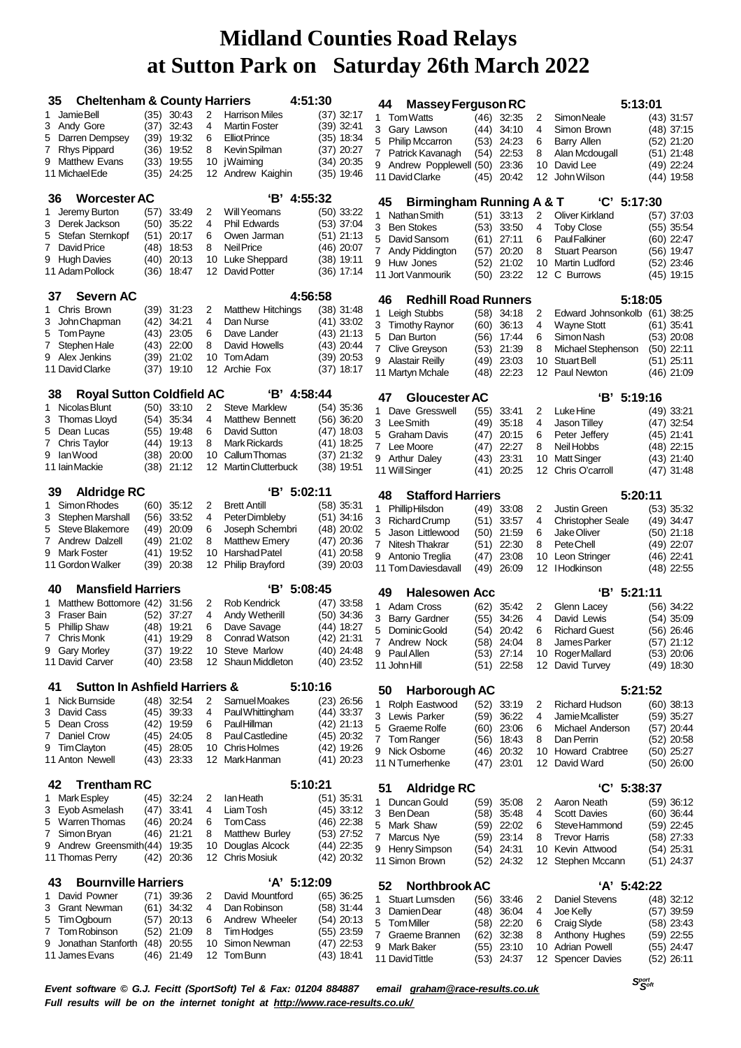# Midland Counties Road Relays at Sutton Park on Saturday 26th March 2022

### 35 Cheltenham & County Harriers 4:51:30

1 Jamie Bell (35) 30:43 | 2 Harrison Miles (37) 32:17
3 Andy Gore (37) 32:43 | 4 Martin Foster (39) 32:41
5 Darren Dempsey (39) 19:32 | 6 Elliot Prince (35) 18:34
7 Rhys Pippard (36) 19:52 | 8 Kevin Spilman (37) 20:27
9 Matthew Evans (33) 19:55 | 10 j Waiming (34) 20:35
11 Michael Ede (35) 24:25 | 12 Andrew Kaighin (35) 19:46

### 36 Worcester AC 'B' 4:55:32

1 Jeremy Burton (57) 33:49 | 2 Will Yeomans (50) 33:22
3 Derek Jackson (50) 35:22 | 4 Phil Edwards (53) 37:04
5 Stefan Sternkopf (51) 20:17 | 6 Owen Jarman (51) 21:13
7 David Price (48) 18:53 | 8 Neil Price (46) 20:07
9 Hugh Davies (40) 20:13 | 10 Luke Sheppard (38) 19:11
11 Adam Pollock (36) 18:47 | 12 David Potter (36) 17:14

### 37 Severn AC 4:56:58

1 Chris Brown (39) 31:23 | 2 Matthew Hitchings (38) 31:48
3 John Chapman (42) 34:21 | 4 Dan Nurse (41) 33:02
5 Tom Payne (43) 23:05 | 6 Dave Lander (43) 21:13
7 Stephen Hale (43) 22:00 | 8 David Howells (43) 20:44
9 Alex Jenkins (39) 21:02 | 10 Tom Adam (39) 20:53
11 David Clarke (37) 19:10 | 12 Archie Fox (37) 18:17

### 38 Royal Sutton Coldfield AC 'B' 4:58:44

1 Nicolas Blunt (50) 33:10 | 2 Steve Marklew (54) 35:36
3 Thomas Lloyd (54) 35:34 | 4 Matthew Bennett (56) 36:20
5 Dean Lucas (55) 19:48 | 6 David Sutton (47) 18:03
7 Chris Taylor (44) 19:13 | 8 Mark Rickards (41) 18:25
9 Ian Wood (38) 20:00 | 10 Callum Thomas (37) 21:32
11 Iain Mackie (38) 21:12 | 12 Martin Clutterbuck (38) 19:51

### 39 Aldridge RC 'B' 5:02:11

1 Simon Rhodes (60) 35:12 | 2 Brett Antill (58) 35:31
3 Stephen Marshall (56) 33:52 | 4 Peter Dimbleby (51) 34:16
5 Steve Blakemore (49) 20:09 | 6 Joseph Schembri (48) 20:02
7 Andrew Dalzell (49) 21:02 | 8 Matthew Emery (47) 20:36
9 Mark Foster (41) 19:52 | 10 Harshad Patel (41) 20:58
11 Gordon Walker (39) 20:38 | 12 Philip Brayford (39) 20:03

### 40 Mansfield Harriers 'B' 5:08:45

1 Matthew Bottomore (42) 31:56 | 2 Rob Kendrick (47) 33:58
3 Fraser Bain (52) 37:27 | 4 Andy Wetherill (50) 34:36
5 Phillip Shaw (48) 19:21 | 6 Dave Savage (44) 18:27
7 Chris Monk (41) 19:29 | 8 Conrad Watson (42) 21:31
9 Gary Morley (37) 19:22 | 10 Steve Marlow (40) 24:48
11 David Carver (40) 23:58 | 12 Shaun Middleton (40) 23:52

### 41 Sutton In Ashfield Harriers & 5:10:16

1 Nick Burnside (48) 32:54 | 2 Samuel Moakes (23) 26:56
3 David Cass (45) 39:33 | 4 Paul Whittingham (44) 33:37
5 Dean Cross (42) 19:59 | 6 Paul Hillman (42) 21:13
7 Daniel Crow (45) 24:05 | 8 Paul Castledine (45) 20:32
9 Tim Clayton (45) 28:05 | 10 Chris Holmes (42) 19:26
11 Anton Newell (43) 23:33 | 12 Mark Hanman (41) 20:23

### 42 Trentham RC 5:10:21

1 Mark Espley (45) 32:24 | 2 Ian Heath (51) 35:31
3 Eyob Asmelash (47) 33:41 | 4 Liam Tosh (45) 33:12
5 Warren Thomas (46) 20:24 | 6 Tom Cass (46) 22:38
7 Simon Bryan (46) 21:21 | 8 Matthew Burley (53) 27:52
9 Andrew Greensmith (44) 19:35 | 10 Douglas Alcock (44) 22:35
11 Thomas Perry (42) 20:36 | 12 Chris Mosiuk (42) 20:32

### 43 Bournville Harriers 'A' 5:12:09

1 David Powner (71) 39:36 | 2 David Mountford (65) 36:25
3 Grant Newman (61) 34:32 | 4 Dan Robinson (58) 31:44
5 Tim Ogbourn (57) 20:13 | 6 Andrew Wheeler (54) 20:13
7 Tom Robinson (52) 21:09 | 8 Tim Hodges (55) 23:59
9 Jonathan Stanforth (48) 20:55 | 10 Simon Newman (47) 22:53
11 James Evans (46) 21:49 | 12 Tom Bunn (43) 18:41

### 44 Massey Ferguson RC 5:13:01

1 Tom Watts (46) 32:35 | 2 Simon Neale (43) 31:57
3 Gary Lawson (44) 34:10 | 4 Simon Brown (48) 37:15
5 Philip Mccarron (53) 24:23 | 6 Barry Allen (52) 21:20
7 Patrick Kavanagh (54) 22:53 | 8 Alan Mcdougall (51) 21:48
9 Andrew Popplewell (50) 23:36 | 10 David Lee (49) 22:24
11 David Clarke (45) 20:42 | 12 John Wilson (44) 19:58

### 45 Birmingham Running A & T 'C' 5:17:30

1 Nathan Smith (51) 33:13 | 2 Oliver Kirkland (57) 37:03
3 Ben Stokes (53) 33:50 | 4 Toby Close (55) 35:54
5 David Sansom (61) 27:11 | 6 Paul Falkiner (60) 22:47
7 Andy Piddington (57) 20:20 | 8 Stuart Pearson (56) 19:47
9 Huw Jones (52) 21:02 | 10 Martin Ludford (52) 23:46
11 Jort Vanmourik (50) 23:22 | 12 C Burrows (45) 19:15

### 46 Redhill Road Runners 5:18:05

1 Leigh Stubbs (58) 34:18 | 2 Edward Johnsonkolb (61) 38:25
3 Timothy Raynor (60) 36:13 | 4 Wayne Stott (61) 35:41
5 Dan Burton (56) 17:44 | 6 Simon Nash (53) 20:08
7 Clive Greyson (53) 21:39 | 8 Michael Stephenson (50) 22:11
9 Alastair Reilly (49) 23:03 | 10 Stuart Bell (51) 25:11
11 Martyn Mchale (48) 22:23 | 12 Paul Newton (46) 21:09

### 47 Gloucester AC 'B' 5:19:16

1 Dave Gresswell (55) 33:41 | 2 Luke Hine (49) 33:21
3 Lee Smith (49) 35:18 | 4 Jason Tilley (47) 32:54
5 Graham Davis (47) 20:15 | 6 Peter Jeffery (45) 21:41
7 Lee Moore (47) 22:27 | 8 Neil Hobbs (48) 22:15
9 Arthur Daley (43) 23:31 | 10 Matt Singer (43) 21:40
11 Will Singer (41) 20:25 | 12 Chris O'carroll (47) 31:48

### 48 Stafford Harriers 5:20:11

1 Phillip Hilsdon (49) 33:08 | 2 Justin Green (53) 35:32
3 Richard Crump (51) 33:57 | 4 Christopher Seale (49) 34:47
5 Jason Littlewood (50) 21:59 | 6 Jake Oliver (50) 21:18
7 Nitesh Thakrar (51) 22:30 | 8 Pete Chell (49) 22:07
9 Antonio Treglia (47) 23:08 | 10 Leon Stringer (46) 22:41
11 Tom Daviesdavall (49) 26:09 | 12 I Hodkinson (48) 22:55

### 49 Halesowen Acc 'B' 5:21:11

1 Adam Cross (62) 35:42 | 2 Glenn Lacey (56) 34:22
3 Barry Gardner (55) 34:26 | 4 David Lewis (54) 35:09
5 Dominic Goold (54) 20:42 | 6 Richard Guest (56) 26:46
7 Andrew Nock (58) 24:04 | 8 James Parker (57) 21:12
9 Paul Allen (53) 27:14 | 10 Roger Mallard (53) 20:06
11 John Hill (51) 22:58 | 12 David Turvey (49) 18:30

### 50 Harborough AC 5:21:52

1 Rolph Eastwood (52) 33:19 | 2 Richard Hudson (60) 38:13
3 Lewis Parker (59) 36:22 | 4 Jamie Mcallister (59) 35:27
5 Graeme Rolfe (60) 23:06 | 6 Michael Anderson (57) 20:44
7 Tom Ranger (56) 18:43 | 8 Dan Perrin (52) 20:58
9 Nick Osborne (46) 20:32 | 10 Howard Crabtree (50) 25:27
11 N Turnerhenke (47) 23:01 | 12 David Ward (50) 26:00

### 51 Aldridge RC 'C' 5:38:37

1 Duncan Gould (59) 35:08 | 2 Aaron Neath (59) 36:12
3 Ben Dean (58) 35:48 | 4 Scott Davies (60) 36:44
5 Mark Shaw (59) 22:02 | 6 Steve Hammond (59) 22:45
7 Marcus Nye (59) 23:14 | 8 Trevor Harris (58) 27:33
9 Henry Simpson (54) 24:31 | 10 Kevin Attwood (54) 25:31
11 Simon Brown (52) 24:32 | 12 Stephen Mccann (51) 24:37

### 52 Northbrook AC 'A' 5:42:22

1 Stuart Lumsden (56) 33:46 | 2 Daniel Stevens (48) 32:12
3 Damien Dear (48) 36:04 | 4 Joe Kelly (57) 39:59
5 Tom Miller (58) 22:20 | 6 Craig Slyde (58) 23:43
7 Graeme Brannen (62) 32:38 | 8 Anthony Hughes (59) 22:55
9 Mark Baker (55) 23:10 | 10 Adrian Powell (55) 24:47
11 David Tittle (53) 24:37 | 12 Spencer Davies (52) 26:11

*Event software © G.J. Fecitt (SportSoft) Tel & Fax: 01204 884887 email graham@race-results.co.uk*
*Full results will be on the internet tonight at http://www.race-results.co.uk/*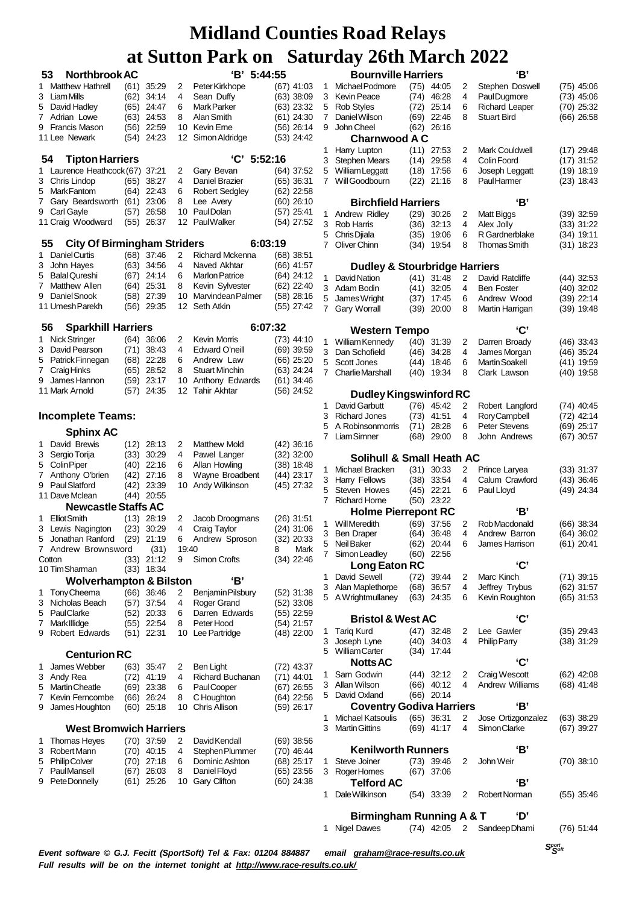# Midland Counties Road Relays at Sutton Park on Saturday 26th March 2022

**53 Northbrook AC 'B' 5:44:55**

| Leg | Runner | Pos | Time | Leg | Runner | Pos | Time |
|---|---|---|---|---|---|---|---|
| 1 | Matthew Hathrell | (61) | 35:29 | 2 | Peter Kirkhope | (67) | 41:03 |
| 3 | Liam Mills | (62) | 34:14 | 4 | Sean Duffy | (63) | 38:09 |
| 5 | David Hadley | (65) | 24:47 | 6 | Mark Parker | (63) | 23:32 |
| 7 | Adrian Lowe | (63) | 24:53 | 8 | Alan Smith | (61) | 24:30 |
| 9 | Francis Mason | (56) | 22:59 | 10 | Kevin Erne | (56) | 26:14 |
| 11 | Lee Newark | (54) | 24:23 | 12 | Simon Aldridge | (53) | 24:42 |

**54 Tipton Harriers 'C' 5:52:16**

| Leg | Runner | Pos | Time | Leg | Runner | Pos | Time |
|---|---|---|---|---|---|---|---|
| 1 | Laurence Heathcock | (67) | 37:21 | 2 | Gary Bevan | (64) | 37:52 |
| 3 | Chris Lindop | (65) | 38:27 | 4 | Daniel Brazier | (65) | 36:31 |
| 5 | Mark Fantom | (64) | 22:43 | 6 | Robert Sedgley | (62) | 22:58 |
| 7 | Gary Beardsworth | (61) | 23:06 | 8 | Lee Avery | (60) | 26:10 |
| 9 | Carl Gayle | (57) | 26:58 | 10 | Paul Dolan | (57) | 25:41 |
| 11 | Craig Woodward | (55) | 26:37 | 12 | Paul Walker | (54) | 27:52 |

**55 City Of Birmingham Striders 6:03:19**

| Leg | Runner | Pos | Time | Leg | Runner | Pos | Time |
|---|---|---|---|---|---|---|---|
| 1 | Daniel Curtis | (68) | 37:46 | 2 | Richard Mckenna | (68) | 38:51 |
| 3 | John Hayes | (63) | 34:56 | 4 | Naved Akhtar | (66) | 41:57 |
| 5 | Balal Qureshi | (67) | 24:14 | 6 | Marlon Patrice | (64) | 24:12 |
| 7 | Matthew Allen | (64) | 25:31 | 8 | Kevin Sylvester | (62) | 22:40 |
| 9 | Daniel Snook | (58) | 27:39 | 10 | Marvindean Palmer | (58) | 28:16 |
| 11 | Umesh Parekh | (56) | 29:35 | 12 | Seth Atkin | (55) | 27:42 |

**56 Sparkhill Harriers 6:07:32**

| Leg | Runner | Pos | Time | Leg | Runner | Pos | Time |
|---|---|---|---|---|---|---|---|
| 1 | Nick Stringer | (64) | 36:06 | 2 | Kevin Morris | (73) | 44:10 |
| 3 | David Pearson | (71) | 38:43 | 4 | Edward O'neill | (69) | 39:59 |
| 5 | Patrick Finnegan | (68) | 22:28 | 6 | Andrew Law | (66) | 25:20 |
| 7 | Craig Hinks | (65) | 28:52 | 8 | Stuart Minchin | (63) | 24:24 |
| 9 | James Hannon | (59) | 23:17 | 10 | Anthony Edwards | (61) | 34:46 |
| 11 | Mark Arnold | (57) | 24:35 | 12 | Tahir Akhtar | (56) | 24:52 |

## Incomplete Teams:

**Sphinx AC**

| Leg | Runner | Pos | Time | Leg | Runner | Pos | Time |
|---|---|---|---|---|---|---|---|
| 1 | David Brewis | (12) | 28:13 | 2 | Matthew Mold | (42) | 36:16 |
| 3 | Sergio Torija | (33) | 30:29 | 4 | Pawel Langer | (32) | 32:00 |
| 5 | Colin Piper | (40) | 22:16 | 6 | Allan Howling | (38) | 18:48 |
| 7 | Anthony O'brien | (42) | 27:16 | 8 | Wayne Broadbent | (44) | 23:17 |
| 9 | Paul Slatford | (42) | 23:39 | 10 | Andy Wilkinson | (45) | 27:32 |
| 11 | Dave Mclean | (44) | 20:55 | | | | |

**Newcastle Staffs AC**

| Leg | Runner | Pos | Time | Leg | Runner | Pos | Time |
|---|---|---|---|---|---|---|---|
| 1 | Elliot Smith | (13) | 28:19 | 2 | Jacob Droogmans | (26) | 31:51 |
| 3 | Lewis Nagington | (23) | 30:29 | 4 | Craig Taylor | (24) | 31:06 |
| 5 | Jonathan Ranford | (29) | 21:19 | 6 | Andrew Sproson | (32) | 20:33 |
| 7 | Andrew Brownsword | (31) | 19:40 | 8 | Mark Cotton | (33) | 21:12 |
| 9 | Simon Crofts | (34) | 22:46 | 10 | Tim Sharman | (33) | 18:34 |

**Wolverhampton & Bilston 'B'**

| Leg | Runner | Pos | Time | Leg | Runner | Pos | Time |
|---|---|---|---|---|---|---|---|
| 1 | Tony Cheema | (66) | 36:46 | 2 | Benjamin Pilsbury | (52) | 31:38 |
| 3 | Nicholas Beach | (57) | 37:54 | 4 | Roger Grand | (52) | 33:08 |
| 5 | Paul Clarke | (52) | 20:33 | 6 | Darren Edwards | (55) | 22:59 |
| 7 | Mark Illidge | (55) | 22:54 | 8 | Peter Hood | (54) | 21:57 |
| 9 | Robert Edwards | (51) | 22:31 | 10 | Lee Partridge | (48) | 22:00 |

**Centurion RC**

| Leg | Runner | Pos | Time | Leg | Runner | Pos | Time |
|---|---|---|---|---|---|---|---|
| 1 | James Webber | (63) | 35:47 | 2 | Ben Light | (72) | 43:37 |
| 3 | Andy Rea | (72) | 41:19 | 4 | Richard Buchanan | (71) | 44:01 |
| 5 | Martin Cheatle | (69) | 23:38 | 6 | Paul Cooper | (67) | 26:55 |
| 7 | Kevin Ferncombe | (66) | 26:24 | 8 | C Houghton | (64) | 22:56 |
| 9 | James Houghton | (60) | 25:18 | 10 | Chris Allison | (59) | 26:17 |

**West Bromwich Harriers**

| Leg | Runner | Pos | Time | Leg | Runner | Pos | Time |
|---|---|---|---|---|---|---|---|
| 1 | Thomas Heyes | (70) | 37:59 | 2 | David Kendall | (69) | 38:56 |
| 3 | Robert Mann | (70) | 40:15 | 4 | Stephen Plummer | (70) | 46:44 |
| 5 | Philip Colver | (70) | 27:18 | 6 | Dominic Ashton | (68) | 25:17 |
| 7 | Paul Mansell | (67) | 26:03 | 8 | Daniel Floyd | (65) | 23:56 |
| 9 | Pete Donnelly | (61) | 25:26 | 10 | Gary Clifton | (60) | 24:38 |

**Bournville Harriers 'B'**

| Leg | Runner | Pos | Time | Leg | Runner | Pos | Time |
|---|---|---|---|---|---|---|---|
| 1 | Michael Podmore | (75) | 44:05 | 2 | Stephen Doswell | (75) | 45:06 |
| 3 | Kevin Peace | (74) | 46:28 | 4 | Paul Dugmore | (73) | 45:06 |
| 5 | Rob Styles | (72) | 25:14 | 6 | Richard Leaper | (70) | 25:32 |
| 7 | Daniel Wilson | (69) | 22:46 | 8 | Stuart Bird | (66) | 26:58 |
| 9 | John Cheel | (62) | 26:16 | | | | |

**Charnwood A C**

| Leg | Runner | Pos | Time | Leg | Runner | Pos | Time |
|---|---|---|---|---|---|---|---|
| 1 | Harry Lupton | (11) | 27:53 | 2 | Mark Couldwell | (17) | 29:48 |
| 3 | Stephen Mears | (14) | 29:58 | 4 | Colin Foord | (17) | 31:52 |
| 5 | William Leggatt | (18) | 17:56 | 6 | Joseph Leggatt | (19) | 18:19 |
| 7 | Will Goodbourn | (22) | 21:16 | 8 | Paul Harmer | (23) | 18:43 |

**Birchfield Harriers 'B'**

| Leg | Runner | Pos | Time | Leg | Runner | Pos | Time |
|---|---|---|---|---|---|---|---|
| 1 | Andrew Ridley | (29) | 30:26 | 2 | Matt Biggs | (39) | 32:59 |
| 3 | Rob Harris | (36) | 32:13 | 4 | Alex Jolly | (33) | 31:22 |
| 5 | Chris Djiala | (35) | 19:06 | 6 | R Gardnerblake | (34) | 19:11 |
| 7 | Oliver Chinn | (34) | 19:54 | 8 | Thomas Smith | (31) | 18:23 |

**Dudley & Stourbridge Harriers**

| Leg | Runner | Pos | Time | Leg | Runner | Pos | Time |
|---|---|---|---|---|---|---|---|
| 1 | David Nation | (41) | 31:48 | 2 | David Ratcliffe | (44) | 32:53 |
| 3 | Adam Bodin | (41) | 32:05 | 4 | Ben Foster | (40) | 32:02 |
| 5 | James Wright | (37) | 17:45 | 6 | Andrew Wood | (39) | 22:14 |
| 7 | Gary Worrall | (39) | 20:00 | 8 | Martin Harrigan | (39) | 19:48 |

**Western Tempo 'C'**

| Leg | Runner | Pos | Time | Leg | Runner | Pos | Time |
|---|---|---|---|---|---|---|---|
| 1 | William Kennedy | (40) | 31:39 | 2 | Darren Broady | (46) | 33:43 |
| 3 | Dan Schofield | (46) | 34:28 | 4 | James Morgan | (46) | 35:24 |
| 5 | Scott Jones | (44) | 18:46 | 6 | Martin Soakell | (41) | 19:59 |
| 7 | Charlie Marshall | (40) | 19:34 | 8 | Clark Lawson | (40) | 19:58 |

**Dudley Kingswinford RC**

| Leg | Runner | Pos | Time | Leg | Runner | Pos | Time |
|---|---|---|---|---|---|---|---|
| 1 | David Garbutt | (76) | 45:42 | 2 | Robert Langford | (74) | 40:45 |
| 3 | Richard Jones | (73) | 41:51 | 4 | Rory Campbell | (72) | 42:14 |
| 5 | A Robinsonmorris | (71) | 28:28 | 6 | Peter Stevens | (69) | 25:17 |
| 7 | Liam Simner | (68) | 29:00 | 8 | John Andrews | (67) | 30:57 |

**Solihull & Small Heath AC**

| Leg | Runner | Pos | Time | Leg | Runner | Pos | Time |
|---|---|---|---|---|---|---|---|
| 1 | Michael Bracken | (31) | 30:33 | 2 | Prince Laryea | (33) | 31:37 |
| 3 | Harry Fellows | (38) | 33:54 | 4 | Calum Crawford | (43) | 36:46 |
| 5 | Steven Howes | (45) | 22:21 | 6 | Paul Lloyd | (49) | 24:34 |
| 7 | Richard Horne | (50) | 23:22 | | | | |

**Holme Pierrepont RC 'B'**

| Leg | Runner | Pos | Time | Leg | Runner | Pos | Time |
|---|---|---|---|---|---|---|---|
| 1 | Will Meredith | (69) | 37:56 | 2 | Rob Macdonald | (66) | 38:34 |
| 3 | Ben Draper | (64) | 36:48 | 4 | Andrew Barron | (64) | 36:02 |
| 5 | Neil Baker | (62) | 20:44 | 6 | James Harrison | (61) | 20:41 |
| 7 | Simon Leadley | (60) | 22:56 | | | | |

**Long Eaton RC 'C'**

| Leg | Runner | Pos | Time | Leg | Runner | Pos | Time |
|---|---|---|---|---|---|---|---|
| 1 | David Sewell | (72) | 39:44 | 2 | Marc Kinch | (71) | 39:15 |
| 3 | Alan Maplethorpe | (68) | 36:57 | 4 | Jeffrey Trybus | (62) | 31:57 |
| 5 | A Wrightmullaney | (63) | 24:35 | 6 | Kevin Roughton | (65) | 31:53 |

**Bristol & West AC 'C'**

| Leg | Runner | Pos | Time | Leg | Runner | Pos | Time |
|---|---|---|---|---|---|---|---|
| 1 | Tariq Kurd | (47) | 32:48 | 2 | Lee Gawler | (35) | 29:43 |
| 3 | Joseph Lyne | (40) | 34:03 | 4 | Philip Parry | (38) | 31:29 |
| 5 | William Carter | (34) | 17:44 | | | | |

**Notts AC 'C'**

| Leg | Runner | Pos | Time | Leg | Runner | Pos | Time |
|---|---|---|---|---|---|---|---|
| 1 | Sam Godwin | (44) | 32:12 | 2 | Craig Wescott | (62) | 42:08 |
| 3 | Allan Wilson | (66) | 40:12 | 4 | Andrew Williams | (68) | 41:48 |
| 5 | David Oxland | (66) | 20:14 | | | | |

**Coventry Godiva Harriers 'B'**

| Leg | Runner | Pos | Time | Leg | Runner | Pos | Time |
|---|---|---|---|---|---|---|---|
| 1 | Michael Katsoulis | (65) | 36:31 | 2 | Jose Ortizgonzalez | (63) | 38:29 |
| 3 | Martin Gittins | (69) | 41:17 | 4 | Simon Clarke | (67) | 39:27 |

**Kenilworth Runners 'B'**

| Leg | Runner | Pos | Time | Leg | Runner | Pos | Time |
|---|---|---|---|---|---|---|---|
| 1 | Steve Joiner | (73) | 39:46 | 2 | John Weir | (70) | 38:10 |
| 3 | Roger Homes | (67) | 37:06 | | | | |

**Telford AC 'B'**

| Leg | Runner | Pos | Time | Leg | Runner | Pos | Time |
|---|---|---|---|---|---|---|---|
| 1 | Dale Wilkinson | (54) | 33:39 | 2 | Robert Norman | (55) | 35:46 |

**Birmingham Running A & T 'D'**

| Leg | Runner | Pos | Time | Leg | Runner | Pos | Time |
|---|---|---|---|---|---|---|---|
| 1 | Nigel Dawes | (74) | 42:05 | 2 | Sandeep Dhami | (76) | 51:44 |

*Event software © G.J. Fecitt (SportSoft) Tel & Fax: 01204 884887 email graham@race-results.co.uk*
*Full results will be on the internet tonight at http://www.race-results.co.uk/*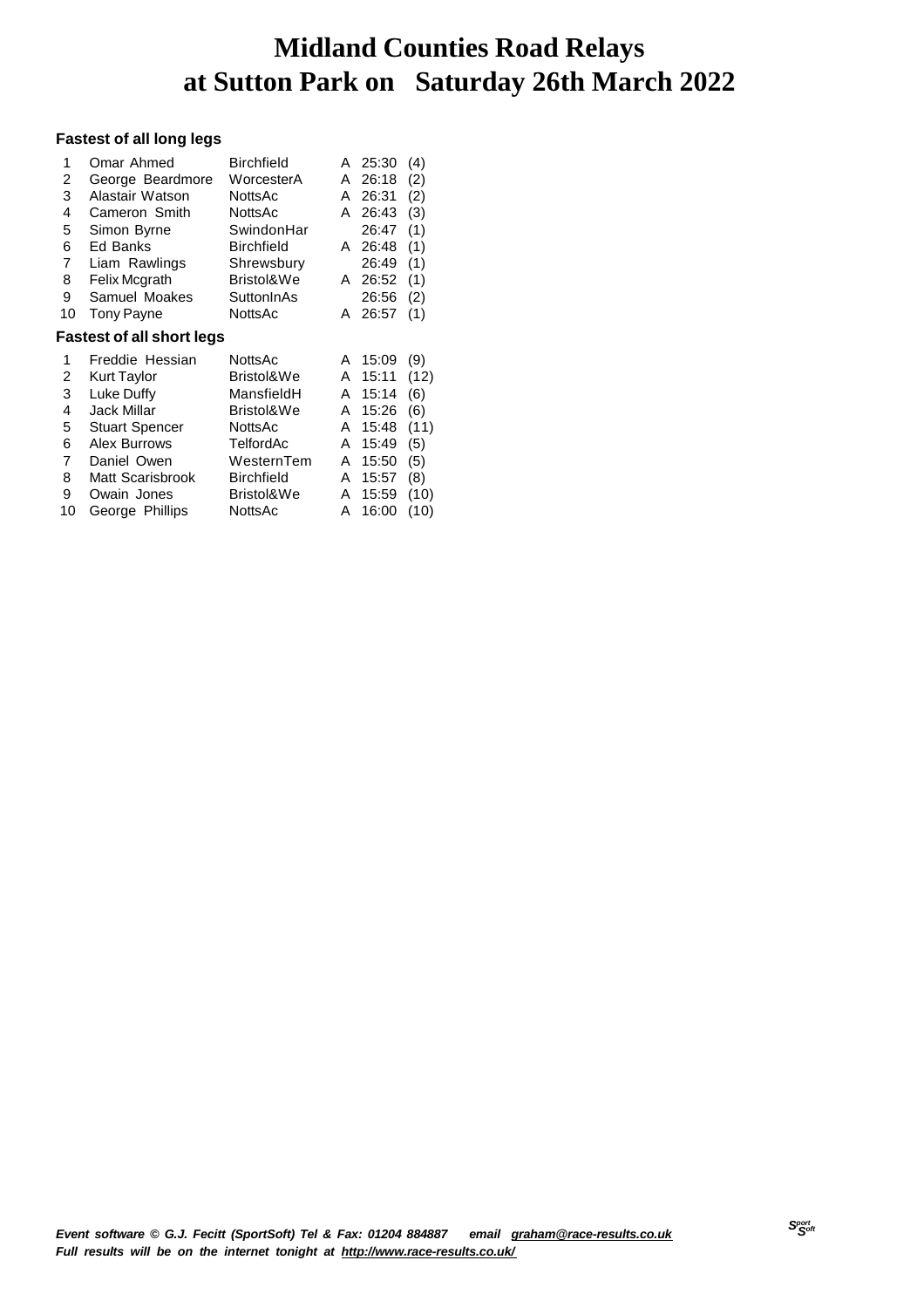# Midland Counties Road Relays at Sutton Park on Saturday 26th March 2022

**Fastest of all long legs**

| | | | | | |
|---|---|---|---|---|---|
| 1 | Omar Ahmed | Birchfield | A | 25:30 | (4) |
| 2 | George Beardmore | WorcesterA | A | 26:18 | (2) |
| 3 | Alastair Watson | NottsAc | A | 26:31 | (2) |
| 4 | Cameron Smith | NottsAc | A | 26:43 | (3) |
| 5 | Simon Byrne | SwindonHar | | 26:47 | (1) |
| 6 | Ed Banks | Birchfield | A | 26:48 | (1) |
| 7 | Liam Rawlings | Shrewsbury | | 26:49 | (1) |
| 8 | Felix Mcgrath | Bristol&We | A | 26:52 | (1) |
| 9 | Samuel Moakes | SuttonInAs | | 26:56 | (2) |
| 10 | Tony Payne | NottsAc | A | 26:57 | (1) |

**Fastest of all short legs**

| | | | | | |
|---|---|---|---|---|---|
| 1 | Freddie Hessian | NottsAc | A | 15:09 | (9) |
| 2 | Kurt Taylor | Bristol&We | A | 15:11 | (12) |
| 3 | Luke Duffy | MansfieldH | A | 15:14 | (6) |
| 4 | Jack Millar | Bristol&We | A | 15:26 | (6) |
| 5 | Stuart Spencer | NottsAc | A | 15:48 | (11) |
| 6 | Alex Burrows | TelfordAc | A | 15:49 | (5) |
| 7 | Daniel Owen | WesternTem | A | 15:50 | (5) |
| 8 | Matt Scarisbrook | Birchfield | A | 15:57 | (8) |
| 9 | Owain Jones | Bristol&We | A | 15:59 | (10) |
| 10 | George Phillips | NottsAc | A | 16:00 | (10) |

*Event software © G.J. Fecitt (SportSoft) Tel & Fax: 01204 884887 email graham@race-results.co.uk*
*Full results will be on the internet tonight at http://www.race-results.co.uk/*